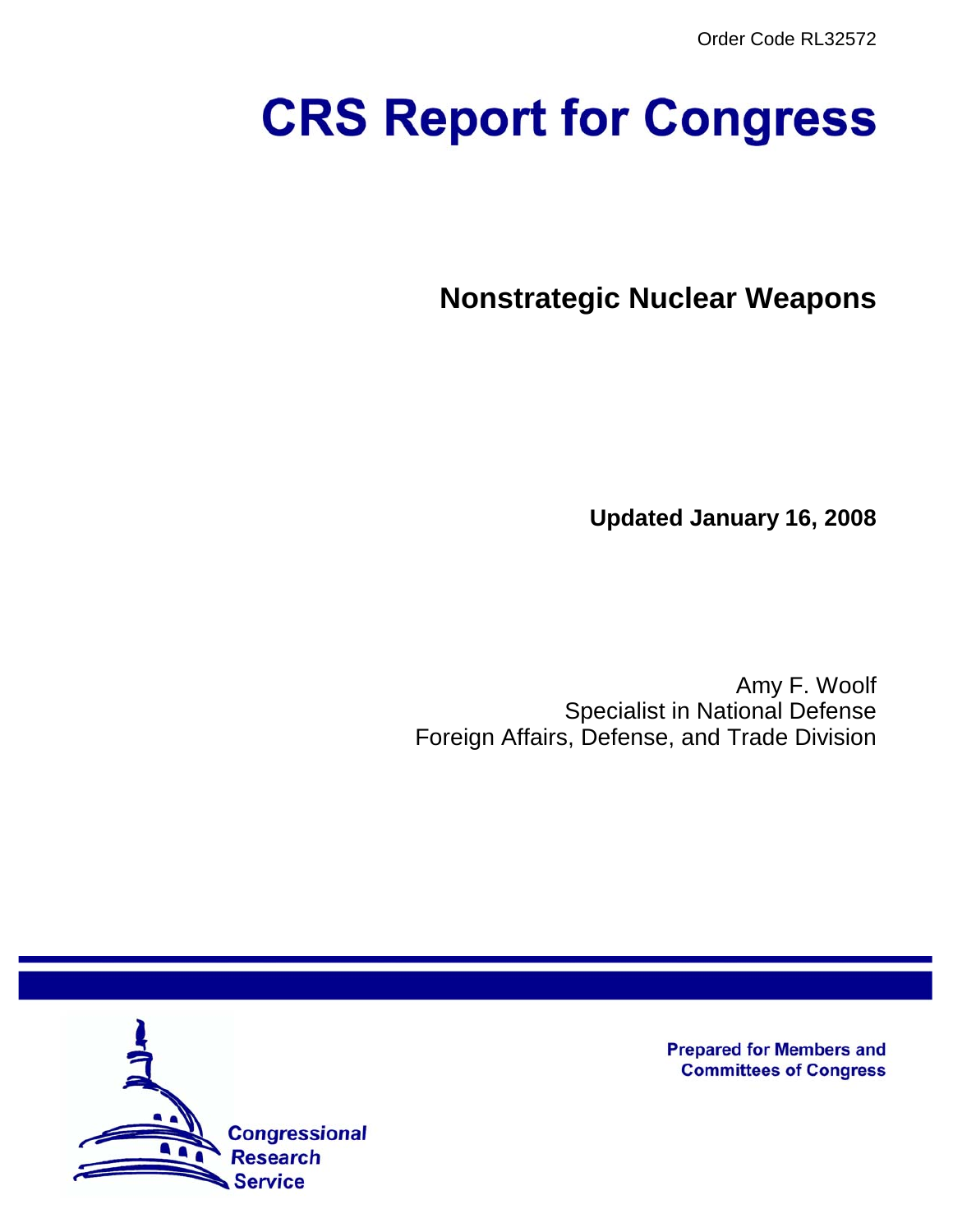Order Code RL32572

# CRS Report for Congress

## Nonstrategic Nuclear Weapons

**Updated January 16, 2008**

Amy F. Woolf
Specialist in National Defense
Foreign Affairs, Defense, and Trade Division

**Prepared for Members and Committees of Congress**

Congressional Research Service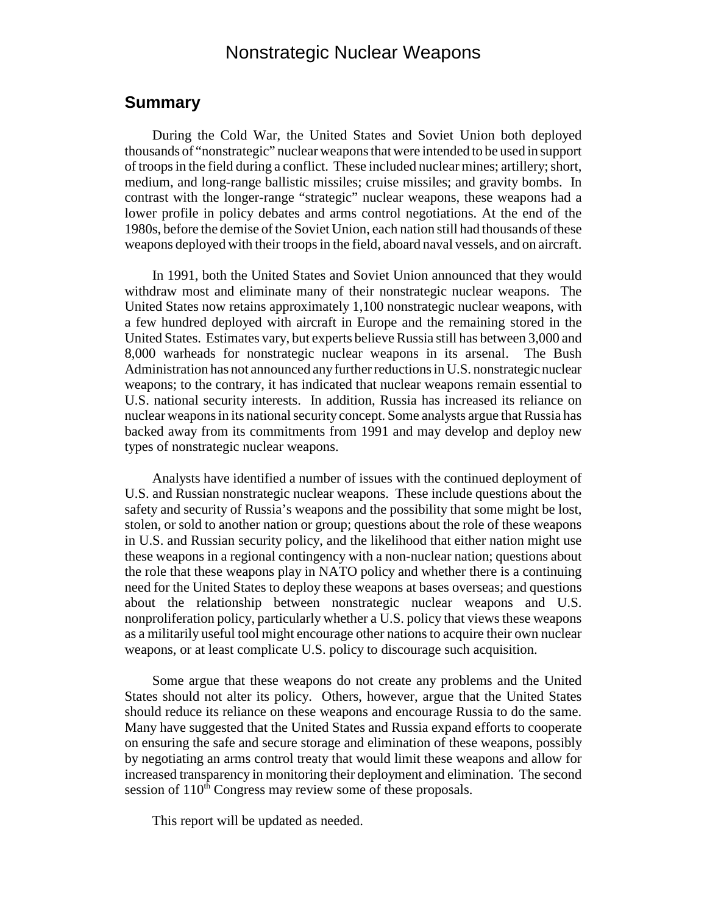# Nonstrategic Nuclear Weapons

## Summary

During the Cold War, the United States and Soviet Union both deployed thousands of "nonstrategic" nuclear weapons that were intended to be used in support of troops in the field during a conflict. These included nuclear mines; artillery; short, medium, and long-range ballistic missiles; cruise missiles; and gravity bombs. In contrast with the longer-range "strategic" nuclear weapons, these weapons had a lower profile in policy debates and arms control negotiations. At the end of the 1980s, before the demise of the Soviet Union, each nation still had thousands of these weapons deployed with their troops in the field, aboard naval vessels, and on aircraft.

In 1991, both the United States and Soviet Union announced that they would withdraw most and eliminate many of their nonstrategic nuclear weapons. The United States now retains approximately 1,100 nonstrategic nuclear weapons, with a few hundred deployed with aircraft in Europe and the remaining stored in the United States. Estimates vary, but experts believe Russia still has between 3,000 and 8,000 warheads for nonstrategic nuclear weapons in its arsenal. The Bush Administration has not announced any further reductions in U.S. nonstrategic nuclear weapons; to the contrary, it has indicated that nuclear weapons remain essential to U.S. national security interests. In addition, Russia has increased its reliance on nuclear weapons in its national security concept. Some analysts argue that Russia has backed away from its commitments from 1991 and may develop and deploy new types of nonstrategic nuclear weapons.

Analysts have identified a number of issues with the continued deployment of U.S. and Russian nonstrategic nuclear weapons. These include questions about the safety and security of Russia's weapons and the possibility that some might be lost, stolen, or sold to another nation or group; questions about the role of these weapons in U.S. and Russian security policy, and the likelihood that either nation might use these weapons in a regional contingency with a non-nuclear nation; questions about the role that these weapons play in NATO policy and whether there is a continuing need for the United States to deploy these weapons at bases overseas; and questions about the relationship between nonstrategic nuclear weapons and U.S. nonproliferation policy, particularly whether a U.S. policy that views these weapons as a militarily useful tool might encourage other nations to acquire their own nuclear weapons, or at least complicate U.S. policy to discourage such acquisition.

Some argue that these weapons do not create any problems and the United States should not alter its policy. Others, however, argue that the United States should reduce its reliance on these weapons and encourage Russia to do the same. Many have suggested that the United States and Russia expand efforts to cooperate on ensuring the safe and secure storage and elimination of these weapons, possibly by negotiating an arms control treaty that would limit these weapons and allow for increased transparency in monitoring their deployment and elimination. The second session of 110th Congress may review some of these proposals.

This report will be updated as needed.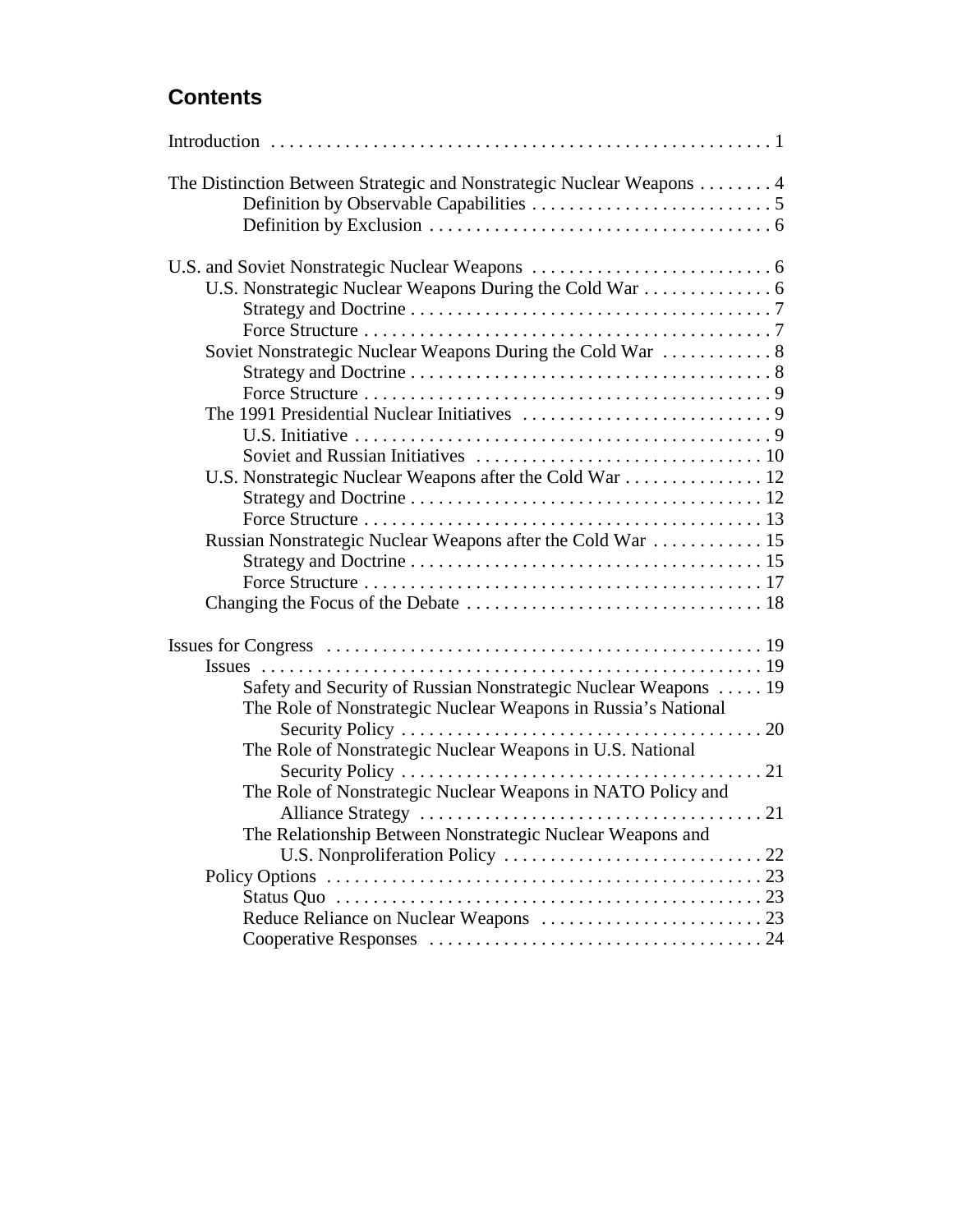## Contents

Introduction . . . . . . . . . . . . . . . . . . . . . . . . . . . . . . . . . . . . . . . . . . . . . . . . . . . . . 1

The Distinction Between Strategic and Nonstrategic Nuclear Weapons . . . . . . . . 4
- Definition by Observable Capabilities . . . . . . . . . . . . . . . . . . . . . . . . . . 5
- Definition by Exclusion . . . . . . . . . . . . . . . . . . . . . . . . . . . . . . . . . . . . 6

U.S. and Soviet Nonstrategic Nuclear Weapons . . . . . . . . . . . . . . . . . . . . . . . . . 6
- U.S. Nonstrategic Nuclear Weapons During the Cold War . . . . . . . . . . . . . . 6
  - Strategy and Doctrine . . . . . . . . . . . . . . . . . . . . . . . . . . . . . . . . . . . . . . 7
  - Force Structure . . . . . . . . . . . . . . . . . . . . . . . . . . . . . . . . . . . . . . . . . . . 7
- Soviet Nonstrategic Nuclear Weapons During the Cold War . . . . . . . . . . . . 8
  - Strategy and Doctrine . . . . . . . . . . . . . . . . . . . . . . . . . . . . . . . . . . . . . . 8
  - Force Structure . . . . . . . . . . . . . . . . . . . . . . . . . . . . . . . . . . . . . . . . . . . 9
- The 1991 Presidential Nuclear Initiatives . . . . . . . . . . . . . . . . . . . . . . . . . . . 9
  - U.S. Initiative . . . . . . . . . . . . . . . . . . . . . . . . . . . . . . . . . . . . . . . . . . . . 9
  - Soviet and Russian Initiatives . . . . . . . . . . . . . . . . . . . . . . . . . . . . . . . 10
- U.S. Nonstrategic Nuclear Weapons after the Cold War . . . . . . . . . . . . . . . 12
  - Strategy and Doctrine . . . . . . . . . . . . . . . . . . . . . . . . . . . . . . . . . . . . . 12
  - Force Structure . . . . . . . . . . . . . . . . . . . . . . . . . . . . . . . . . . . . . . . . . . 13
- Russian Nonstrategic Nuclear Weapons after the Cold War . . . . . . . . . . . . 15
  - Strategy and Doctrine . . . . . . . . . . . . . . . . . . . . . . . . . . . . . . . . . . . . . 15
  - Force Structure . . . . . . . . . . . . . . . . . . . . . . . . . . . . . . . . . . . . . . . . . . 17
- Changing the Focus of the Debate . . . . . . . . . . . . . . . . . . . . . . . . . . . . . . . 18

Issues for Congress . . . . . . . . . . . . . . . . . . . . . . . . . . . . . . . . . . . . . . . . . . . . . . 19
- Issues . . . . . . . . . . . . . . . . . . . . . . . . . . . . . . . . . . . . . . . . . . . . . . . . . . . . . 19
  - Safety and Security of Russian Nonstrategic Nuclear Weapons . . . . . 19
  - The Role of Nonstrategic Nuclear Weapons in Russia's National Security Policy . . . . . . . . . . . . . . . . . . . . . . . . . . . . . . . . . . . . . . . 20
  - The Role of Nonstrategic Nuclear Weapons in U.S. National Security Policy . . . . . . . . . . . . . . . . . . . . . . . . . . . . . . . . . . . . . . . 21
  - The Role of Nonstrategic Nuclear Weapons in NATO Policy and Alliance Strategy . . . . . . . . . . . . . . . . . . . . . . . . . . . . . . . . . . . . . 21
  - The Relationship Between Nonstrategic Nuclear Weapons and U.S. Nonproliferation Policy . . . . . . . . . . . . . . . . . . . . . . . . . . . . 22
- Policy Options . . . . . . . . . . . . . . . . . . . . . . . . . . . . . . . . . . . . . . . . . . . . . . . 23
  - Status Quo . . . . . . . . . . . . . . . . . . . . . . . . . . . . . . . . . . . . . . . . . . . . . . 23
  - Reduce Reliance on Nuclear Weapons . . . . . . . . . . . . . . . . . . . . . . . . 23
  - Cooperative Responses . . . . . . . . . . . . . . . . . . . . . . . . . . . . . . . . . . . . 24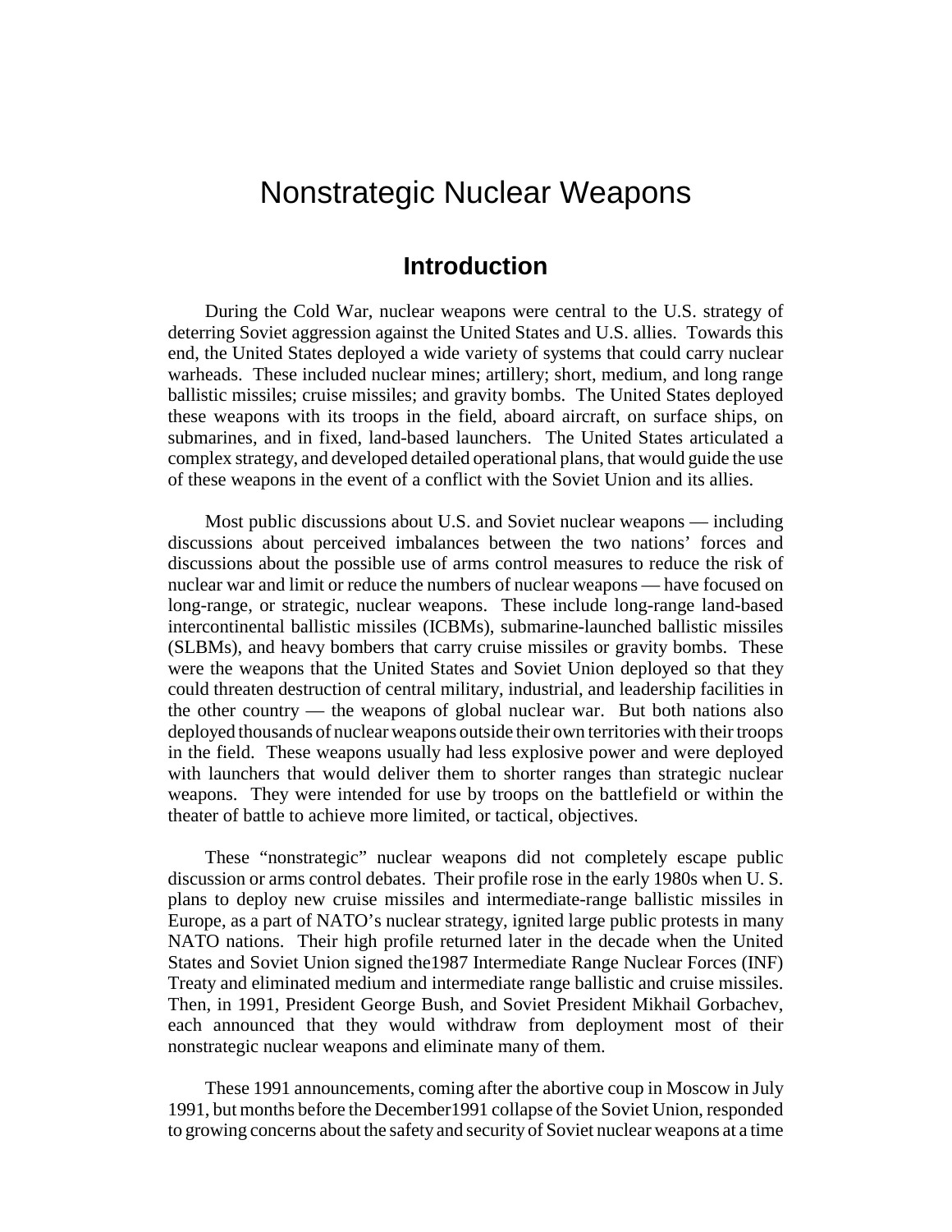# Nonstrategic Nuclear Weapons

## Introduction

During the Cold War, nuclear weapons were central to the U.S. strategy of deterring Soviet aggression against the United States and U.S. allies. Towards this end, the United States deployed a wide variety of systems that could carry nuclear warheads. These included nuclear mines; artillery; short, medium, and long range ballistic missiles; cruise missiles; and gravity bombs. The United States deployed these weapons with its troops in the field, aboard aircraft, on surface ships, on submarines, and in fixed, land-based launchers. The United States articulated a complex strategy, and developed detailed operational plans, that would guide the use of these weapons in the event of a conflict with the Soviet Union and its allies.

Most public discussions about U.S. and Soviet nuclear weapons — including discussions about perceived imbalances between the two nations' forces and discussions about the possible use of arms control measures to reduce the risk of nuclear war and limit or reduce the numbers of nuclear weapons — have focused on long-range, or strategic, nuclear weapons. These include long-range land-based intercontinental ballistic missiles (ICBMs), submarine-launched ballistic missiles (SLBMs), and heavy bombers that carry cruise missiles or gravity bombs. These were the weapons that the United States and Soviet Union deployed so that they could threaten destruction of central military, industrial, and leadership facilities in the other country — the weapons of global nuclear war. But both nations also deployed thousands of nuclear weapons outside their own territories with their troops in the field. These weapons usually had less explosive power and were deployed with launchers that would deliver them to shorter ranges than strategic nuclear weapons. They were intended for use by troops on the battlefield or within the theater of battle to achieve more limited, or tactical, objectives.

These "nonstrategic" nuclear weapons did not completely escape public discussion or arms control debates. Their profile rose in the early 1980s when U. S. plans to deploy new cruise missiles and intermediate-range ballistic missiles in Europe, as a part of NATO's nuclear strategy, ignited large public protests in many NATO nations. Their high profile returned later in the decade when the United States and Soviet Union signed the1987 Intermediate Range Nuclear Forces (INF) Treaty and eliminated medium and intermediate range ballistic and cruise missiles. Then, in 1991, President George Bush, and Soviet President Mikhail Gorbachev, each announced that they would withdraw from deployment most of their nonstrategic nuclear weapons and eliminate many of them.

These 1991 announcements, coming after the abortive coup in Moscow in July 1991, but months before the December1991 collapse of the Soviet Union, responded to growing concerns about the safety and security of Soviet nuclear weapons at a time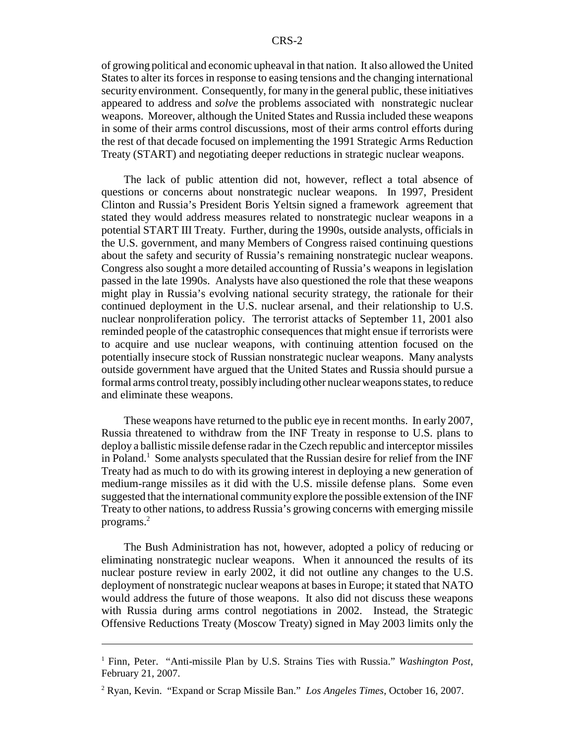of growing political and economic upheaval in that nation. It also allowed the United States to alter its forces in response to easing tensions and the changing international security environment. Consequently, for many in the general public, these initiatives appeared to address and *solve* the problems associated with nonstrategic nuclear weapons. Moreover, although the United States and Russia included these weapons in some of their arms control discussions, most of their arms control efforts during the rest of that decade focused on implementing the 1991 Strategic Arms Reduction Treaty (START) and negotiating deeper reductions in strategic nuclear weapons.

The lack of public attention did not, however, reflect a total absence of questions or concerns about nonstrategic nuclear weapons. In 1997, President Clinton and Russia's President Boris Yeltsin signed a framework agreement that stated they would address measures related to nonstrategic nuclear weapons in a potential START III Treaty. Further, during the 1990s, outside analysts, officials in the U.S. government, and many Members of Congress raised continuing questions about the safety and security of Russia's remaining nonstrategic nuclear weapons. Congress also sought a more detailed accounting of Russia's weapons in legislation passed in the late 1990s. Analysts have also questioned the role that these weapons might play in Russia's evolving national security strategy, the rationale for their continued deployment in the U.S. nuclear arsenal, and their relationship to U.S. nuclear nonproliferation policy. The terrorist attacks of September 11, 2001 also reminded people of the catastrophic consequences that might ensue if terrorists were to acquire and use nuclear weapons, with continuing attention focused on the potentially insecure stock of Russian nonstrategic nuclear weapons. Many analysts outside government have argued that the United States and Russia should pursue a formal arms control treaty, possibly including other nuclear weapons states, to reduce and eliminate these weapons.

These weapons have returned to the public eye in recent months. In early 2007, Russia threatened to withdraw from the INF Treaty in response to U.S. plans to deploy a ballistic missile defense radar in the Czech republic and interceptor missiles in Poland.[1] Some analysts speculated that the Russian desire for relief from the INF Treaty had as much to do with its growing interest in deploying a new generation of medium-range missiles as it did with the U.S. missile defense plans. Some even suggested that the international community explore the possible extension of the INF Treaty to other nations, to address Russia's growing concerns with emerging missile programs.[2]

The Bush Administration has not, however, adopted a policy of reducing or eliminating nonstrategic nuclear weapons. When it announced the results of its nuclear posture review in early 2002, it did not outline any changes to the U.S. deployment of nonstrategic nuclear weapons at bases in Europe; it stated that NATO would address the future of those weapons. It also did not discuss these weapons with Russia during arms control negotiations in 2002. Instead, the Strategic Offensive Reductions Treaty (Moscow Treaty) signed in May 2003 limits only the

---

[1] Finn, Peter. "Anti-missile Plan by U.S. Strains Ties with Russia." *Washington Post*, February 21, 2007.

[2] Ryan, Kevin. "Expand or Scrap Missile Ban." *Los Angeles Times*, October 16, 2007.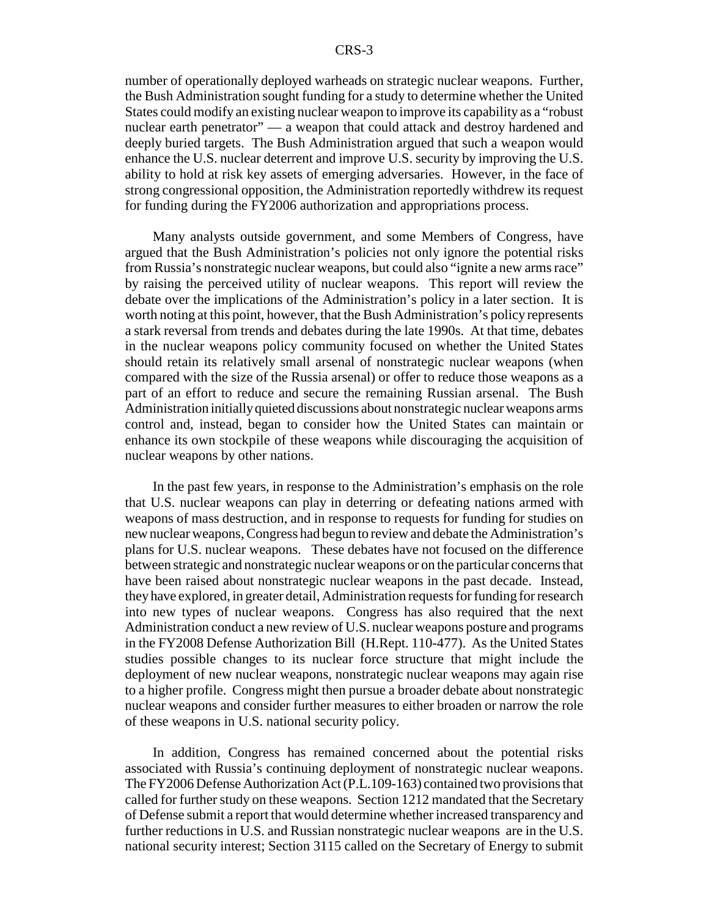number of operationally deployed warheads on strategic nuclear weapons. Further, the Bush Administration sought funding for a study to determine whether the United States could modify an existing nuclear weapon to improve its capability as a "robust nuclear earth penetrator" — a weapon that could attack and destroy hardened and deeply buried targets. The Bush Administration argued that such a weapon would enhance the U.S. nuclear deterrent and improve U.S. security by improving the U.S. ability to hold at risk key assets of emerging adversaries. However, in the face of strong congressional opposition, the Administration reportedly withdrew its request for funding during the FY2006 authorization and appropriations process.

Many analysts outside government, and some Members of Congress, have argued that the Bush Administration's policies not only ignore the potential risks from Russia's nonstrategic nuclear weapons, but could also "ignite a new arms race" by raising the perceived utility of nuclear weapons. This report will review the debate over the implications of the Administration's policy in a later section. It is worth noting at this point, however, that the Bush Administration's policy represents a stark reversal from trends and debates during the late 1990s. At that time, debates in the nuclear weapons policy community focused on whether the United States should retain its relatively small arsenal of nonstrategic nuclear weapons (when compared with the size of the Russia arsenal) or offer to reduce those weapons as a part of an effort to reduce and secure the remaining Russian arsenal. The Bush Administration initially quieted discussions about nonstrategic nuclear weapons arms control and, instead, began to consider how the United States can maintain or enhance its own stockpile of these weapons while discouraging the acquisition of nuclear weapons by other nations.

In the past few years, in response to the Administration's emphasis on the role that U.S. nuclear weapons can play in deterring or defeating nations armed with weapons of mass destruction, and in response to requests for funding for studies on new nuclear weapons, Congress had begun to review and debate the Administration's plans for U.S. nuclear weapons. These debates have not focused on the difference between strategic and nonstrategic nuclear weapons or on the particular concerns that have been raised about nonstrategic nuclear weapons in the past decade. Instead, they have explored, in greater detail, Administration requests for funding for research into new types of nuclear weapons. Congress has also required that the next Administration conduct a new review of U.S. nuclear weapons posture and programs in the FY2008 Defense Authorization Bill (H.Rept. 110-477). As the United States studies possible changes to its nuclear force structure that might include the deployment of new nuclear weapons, nonstrategic nuclear weapons may again rise to a higher profile. Congress might then pursue a broader debate about nonstrategic nuclear weapons and consider further measures to either broaden or narrow the role of these weapons in U.S. national security policy.

In addition, Congress has remained concerned about the potential risks associated with Russia's continuing deployment of nonstrategic nuclear weapons. The FY2006 Defense Authorization Act (P.L.109-163) contained two provisions that called for further study on these weapons. Section 1212 mandated that the Secretary of Defense submit a report that would determine whether increased transparency and further reductions in U.S. and Russian nonstrategic nuclear weapons are in the U.S. national security interest; Section 3115 called on the Secretary of Energy to submit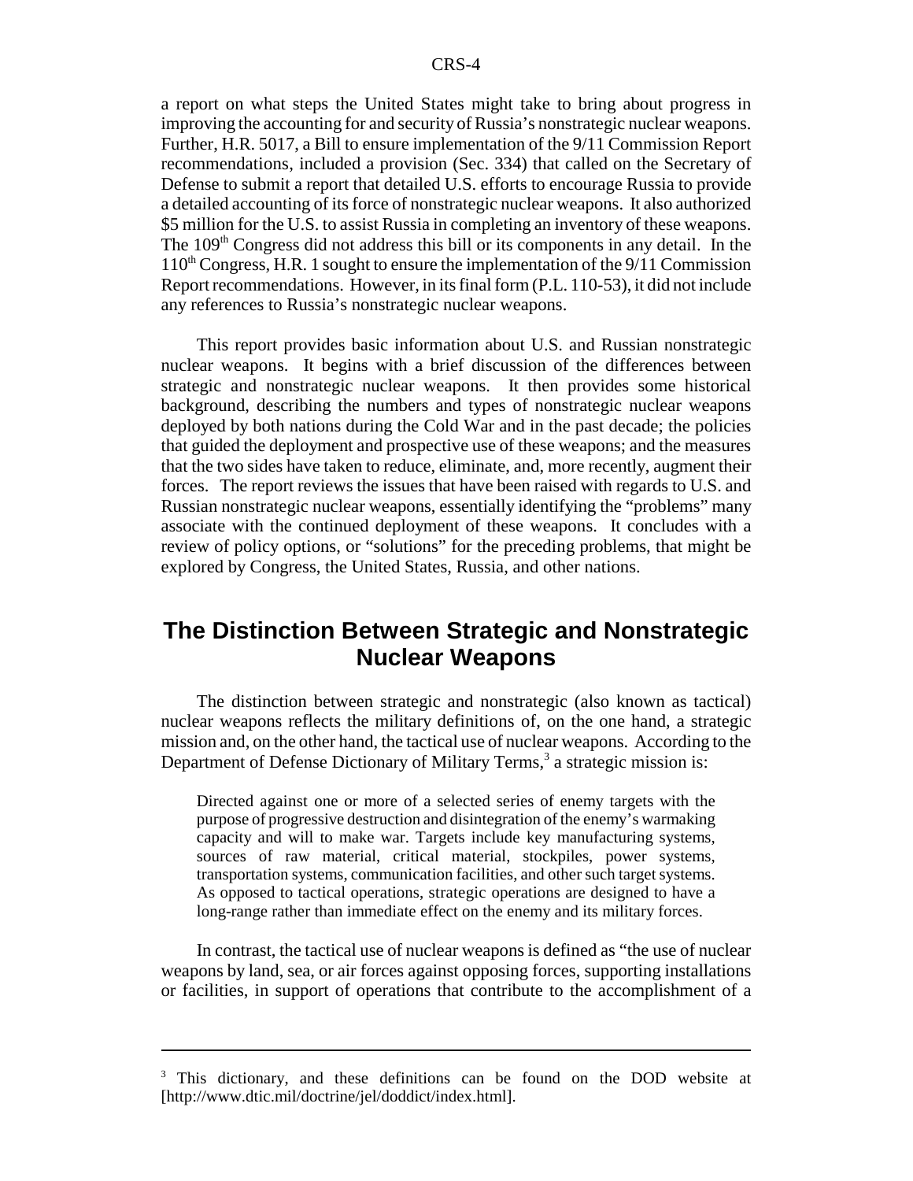a report on what steps the United States might take to bring about progress in improving the accounting for and security of Russia's nonstrategic nuclear weapons. Further, H.R. 5017, a Bill to ensure implementation of the 9/11 Commission Report recommendations, included a provision (Sec. 334) that called on the Secretary of Defense to submit a report that detailed U.S. efforts to encourage Russia to provide a detailed accounting of its force of nonstrategic nuclear weapons. It also authorized $5 million for the U.S. to assist Russia in completing an inventory of these weapons. The 109th Congress did not address this bill or its components in any detail. In the 110th Congress, H.R. 1 sought to ensure the implementation of the 9/11 Commission Report recommendations. However, in its final form (P.L. 110-53), it did not include any references to Russia's nonstrategic nuclear weapons.

This report provides basic information about U.S. and Russian nonstrategic nuclear weapons. It begins with a brief discussion of the differences between strategic and nonstrategic nuclear weapons. It then provides some historical background, describing the numbers and types of nonstrategic nuclear weapons deployed by both nations during the Cold War and in the past decade; the policies that guided the deployment and prospective use of these weapons; and the measures that the two sides have taken to reduce, eliminate, and, more recently, augment their forces. The report reviews the issues that have been raised with regards to U.S. and Russian nonstrategic nuclear weapons, essentially identifying the "problems" many associate with the continued deployment of these weapons. It concludes with a review of policy options, or "solutions" for the preceding problems, that might be explored by Congress, the United States, Russia, and other nations.

## The Distinction Between Strategic and Nonstrategic Nuclear Weapons

The distinction between strategic and nonstrategic (also known as tactical) nuclear weapons reflects the military definitions of, on the one hand, a strategic mission and, on the other hand, the tactical use of nuclear weapons. According to the Department of Defense Dictionary of Military Terms,[3] a strategic mission is:

> Directed against one or more of a selected series of enemy targets with the purpose of progressive destruction and disintegration of the enemy's warmaking capacity and will to make war. Targets include key manufacturing systems, sources of raw material, critical material, stockpiles, power systems, transportation systems, communication facilities, and other such target systems. As opposed to tactical operations, strategic operations are designed to have a long-range rather than immediate effect on the enemy and its military forces.

In contrast, the tactical use of nuclear weapons is defined as "the use of nuclear weapons by land, sea, or air forces against opposing forces, supporting installations or facilities, in support of operations that contribute to the accomplishment of a

---

[3] This dictionary, and these definitions can be found on the DOD website at [http://www.dtic.mil/doctrine/jel/doddict/index.html].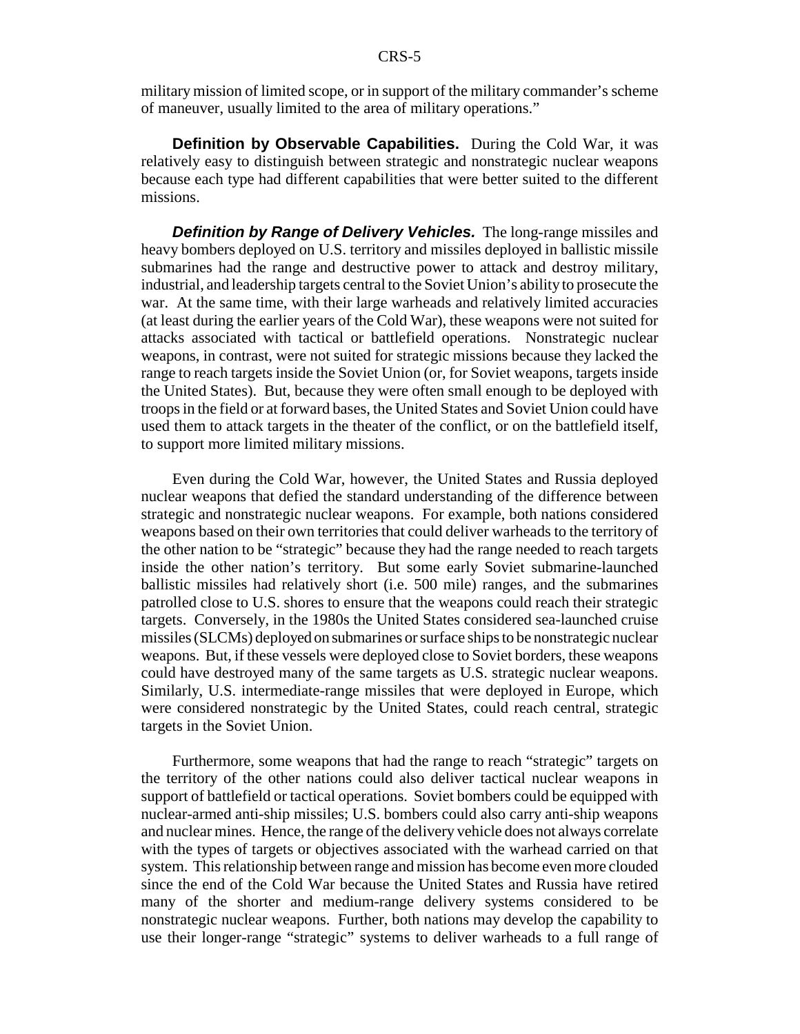military mission of limited scope, or in support of the military commander's scheme of maneuver, usually limited to the area of military operations."

**Definition by Observable Capabilities.** During the Cold War, it was relatively easy to distinguish between strategic and nonstrategic nuclear weapons because each type had different capabilities that were better suited to the different missions.

***Definition by Range of Delivery Vehicles.*** The long-range missiles and heavy bombers deployed on U.S. territory and missiles deployed in ballistic missile submarines had the range and destructive power to attack and destroy military, industrial, and leadership targets central to the Soviet Union's ability to prosecute the war. At the same time, with their large warheads and relatively limited accuracies (at least during the earlier years of the Cold War), these weapons were not suited for attacks associated with tactical or battlefield operations. Nonstrategic nuclear weapons, in contrast, were not suited for strategic missions because they lacked the range to reach targets inside the Soviet Union (or, for Soviet weapons, targets inside the United States). But, because they were often small enough to be deployed with troops in the field or at forward bases, the United States and Soviet Union could have used them to attack targets in the theater of the conflict, or on the battlefield itself, to support more limited military missions.

Even during the Cold War, however, the United States and Russia deployed nuclear weapons that defied the standard understanding of the difference between strategic and nonstrategic nuclear weapons. For example, both nations considered weapons based on their own territories that could deliver warheads to the territory of the other nation to be "strategic" because they had the range needed to reach targets inside the other nation's territory. But some early Soviet submarine-launched ballistic missiles had relatively short (i.e. 500 mile) ranges, and the submarines patrolled close to U.S. shores to ensure that the weapons could reach their strategic targets. Conversely, in the 1980s the United States considered sea-launched cruise missiles (SLCMs) deployed on submarines or surface ships to be nonstrategic nuclear weapons. But, if these vessels were deployed close to Soviet borders, these weapons could have destroyed many of the same targets as U.S. strategic nuclear weapons. Similarly, U.S. intermediate-range missiles that were deployed in Europe, which were considered nonstrategic by the United States, could reach central, strategic targets in the Soviet Union.

Furthermore, some weapons that had the range to reach "strategic" targets on the territory of the other nations could also deliver tactical nuclear weapons in support of battlefield or tactical operations. Soviet bombers could be equipped with nuclear-armed anti-ship missiles; U.S. bombers could also carry anti-ship weapons and nuclear mines. Hence, the range of the delivery vehicle does not always correlate with the types of targets or objectives associated with the warhead carried on that system. This relationship between range and mission has become even more clouded since the end of the Cold War because the United States and Russia have retired many of the shorter and medium-range delivery systems considered to be nonstrategic nuclear weapons. Further, both nations may develop the capability to use their longer-range "strategic" systems to deliver warheads to a full range of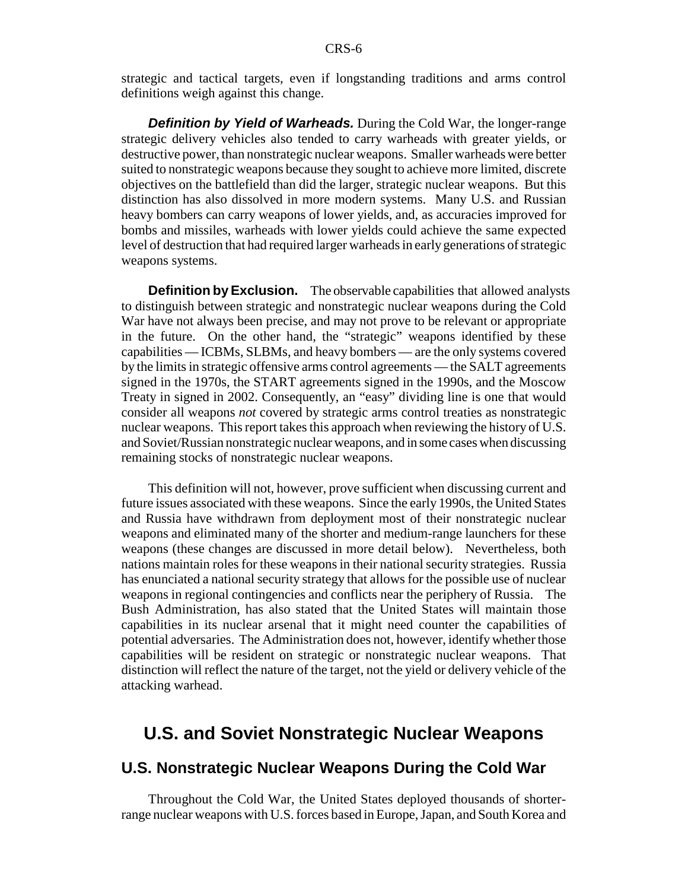strategic and tactical targets, even if longstanding traditions and arms control definitions weigh against this change.

***Definition by Yield of Warheads.*** During the Cold War, the longer-range strategic delivery vehicles also tended to carry warheads with greater yields, or destructive power, than nonstrategic nuclear weapons. Smaller warheads were better suited to nonstrategic weapons because they sought to achieve more limited, discrete objectives on the battlefield than did the larger, strategic nuclear weapons. But this distinction has also dissolved in more modern systems. Many U.S. and Russian heavy bombers can carry weapons of lower yields, and, as accuracies improved for bombs and missiles, warheads with lower yields could achieve the same expected level of destruction that had required larger warheads in early generations of strategic weapons systems.

**Definition by Exclusion.** The observable capabilities that allowed analysts to distinguish between strategic and nonstrategic nuclear weapons during the Cold War have not always been precise, and may not prove to be relevant or appropriate in the future. On the other hand, the "strategic" weapons identified by these capabilities — ICBMs, SLBMs, and heavy bombers — are the only systems covered by the limits in strategic offensive arms control agreements — the SALT agreements signed in the 1970s, the START agreements signed in the 1990s, and the Moscow Treaty in signed in 2002. Consequently, an "easy" dividing line is one that would consider all weapons *not* covered by strategic arms control treaties as nonstrategic nuclear weapons. This report takes this approach when reviewing the history of U.S. and Soviet/Russian nonstrategic nuclear weapons, and in some cases when discussing remaining stocks of nonstrategic nuclear weapons.

This definition will not, however, prove sufficient when discussing current and future issues associated with these weapons. Since the early 1990s, the United States and Russia have withdrawn from deployment most of their nonstrategic nuclear weapons and eliminated many of the shorter and medium-range launchers for these weapons (these changes are discussed in more detail below). Nevertheless, both nations maintain roles for these weapons in their national security strategies. Russia has enunciated a national security strategy that allows for the possible use of nuclear weapons in regional contingencies and conflicts near the periphery of Russia. The Bush Administration, has also stated that the United States will maintain those capabilities in its nuclear arsenal that it might need counter the capabilities of potential adversaries. The Administration does not, however, identify whether those capabilities will be resident on strategic or nonstrategic nuclear weapons. That distinction will reflect the nature of the target, not the yield or delivery vehicle of the attacking warhead.

# U.S. and Soviet Nonstrategic Nuclear Weapons

## U.S. Nonstrategic Nuclear Weapons During the Cold War

Throughout the Cold War, the United States deployed thousands of shorter-range nuclear weapons with U.S. forces based in Europe, Japan, and South Korea and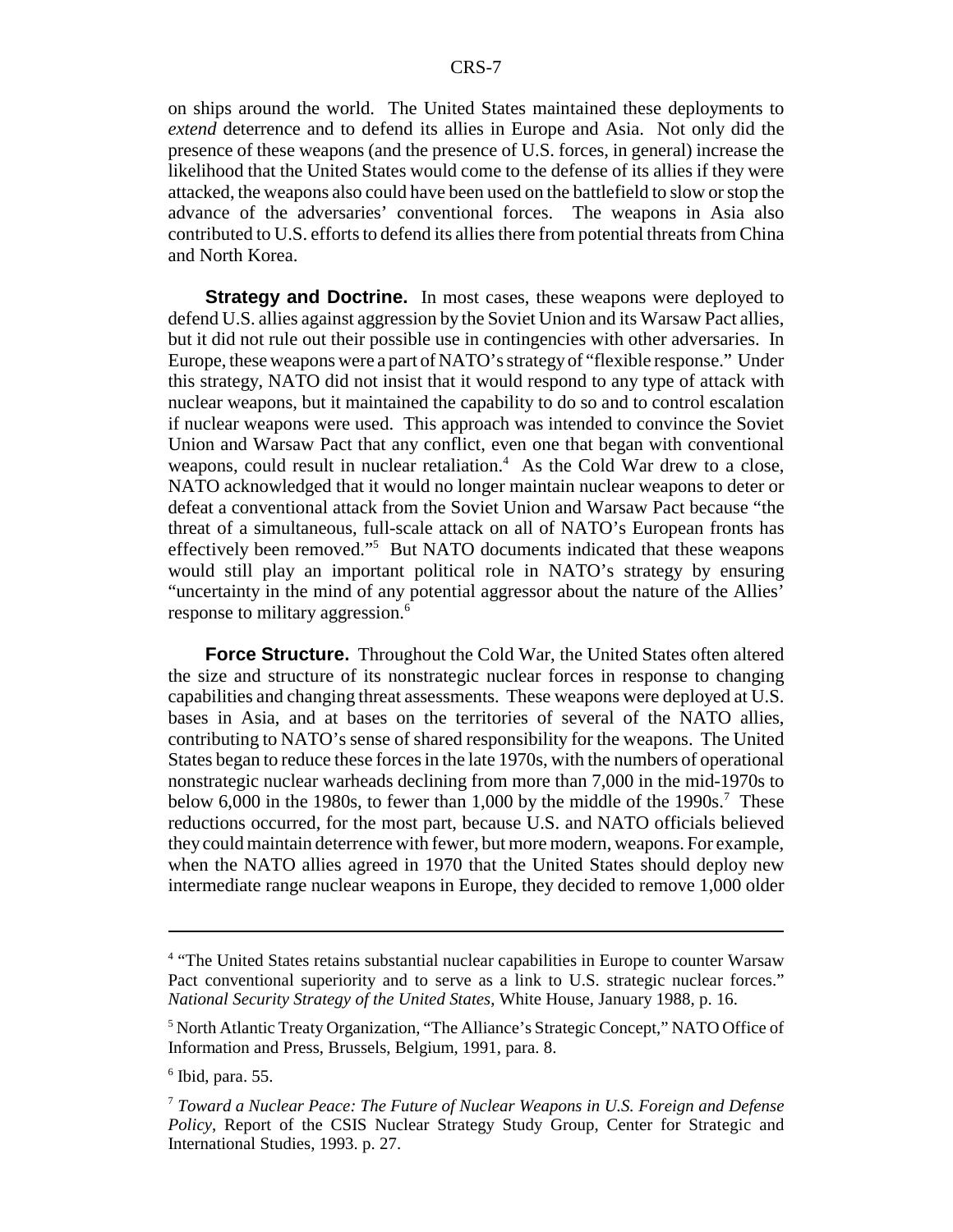on ships around the world. The United States maintained these deployments to *extend* deterrence and to defend its allies in Europe and Asia. Not only did the presence of these weapons (and the presence of U.S. forces, in general) increase the likelihood that the United States would come to the defense of its allies if they were attacked, the weapons also could have been used on the battlefield to slow or stop the advance of the adversaries' conventional forces. The weapons in Asia also contributed to U.S. efforts to defend its allies there from potential threats from China and North Korea.

**Strategy and Doctrine.** In most cases, these weapons were deployed to defend U.S. allies against aggression by the Soviet Union and its Warsaw Pact allies, but it did not rule out their possible use in contingencies with other adversaries. In Europe, these weapons were a part of NATO's strategy of "flexible response." Under this strategy, NATO did not insist that it would respond to any type of attack with nuclear weapons, but it maintained the capability to do so and to control escalation if nuclear weapons were used. This approach was intended to convince the Soviet Union and Warsaw Pact that any conflict, even one that began with conventional weapons, could result in nuclear retaliation.[4] As the Cold War drew to a close, NATO acknowledged that it would no longer maintain nuclear weapons to deter or defeat a conventional attack from the Soviet Union and Warsaw Pact because "the threat of a simultaneous, full-scale attack on all of NATO's European fronts has effectively been removed."[5] But NATO documents indicated that these weapons would still play an important political role in NATO's strategy by ensuring "uncertainty in the mind of any potential aggressor about the nature of the Allies' response to military aggression.[6]

**Force Structure.** Throughout the Cold War, the United States often altered the size and structure of its nonstrategic nuclear forces in response to changing capabilities and changing threat assessments. These weapons were deployed at U.S. bases in Asia, and at bases on the territories of several of the NATO allies, contributing to NATO's sense of shared responsibility for the weapons. The United States began to reduce these forces in the late 1970s, with the numbers of operational nonstrategic nuclear warheads declining from more than 7,000 in the mid-1970s to below 6,000 in the 1980s, to fewer than 1,000 by the middle of the 1990s.[7] These reductions occurred, for the most part, because U.S. and NATO officials believed they could maintain deterrence with fewer, but more modern, weapons. For example, when the NATO allies agreed in 1970 that the United States should deploy new intermediate range nuclear weapons in Europe, they decided to remove 1,000 older

---

[4] "The United States retains substantial nuclear capabilities in Europe to counter Warsaw Pact conventional superiority and to serve as a link to U.S. strategic nuclear forces." *National Security Strategy of the United States*, White House, January 1988, p. 16.

[5] North Atlantic Treaty Organization, "The Alliance's Strategic Concept," NATO Office of Information and Press, Brussels, Belgium, 1991, para. 8.

[6] Ibid, para. 55.

[7] *Toward a Nuclear Peace: The Future of Nuclear Weapons in U.S. Foreign and Defense Policy*, Report of the CSIS Nuclear Strategy Study Group, Center for Strategic and International Studies, 1993. p. 27.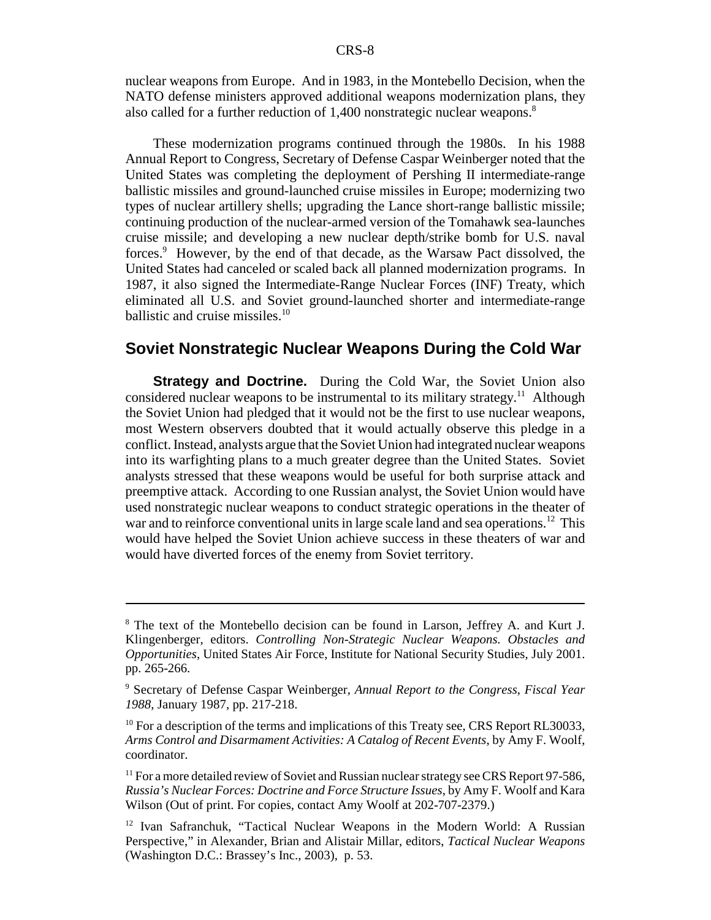nuclear weapons from Europe. And in 1983, in the Montebello Decision, when the NATO defense ministers approved additional weapons modernization plans, they also called for a further reduction of 1,400 nonstrategic nuclear weapons.[8]

These modernization programs continued through the 1980s. In his 1988 Annual Report to Congress, Secretary of Defense Caspar Weinberger noted that the United States was completing the deployment of Pershing II intermediate-range ballistic missiles and ground-launched cruise missiles in Europe; modernizing two types of nuclear artillery shells; upgrading the Lance short-range ballistic missile; continuing production of the nuclear-armed version of the Tomahawk sea-launches cruise missile; and developing a new nuclear depth/strike bomb for U.S. naval forces.[9] However, by the end of that decade, as the Warsaw Pact dissolved, the United States had canceled or scaled back all planned modernization programs. In 1987, it also signed the Intermediate-Range Nuclear Forces (INF) Treaty, which eliminated all U.S. and Soviet ground-launched shorter and intermediate-range ballistic and cruise missiles.[10]

## Soviet Nonstrategic Nuclear Weapons During the Cold War

**Strategy and Doctrine.** During the Cold War, the Soviet Union also considered nuclear weapons to be instrumental to its military strategy.[11] Although the Soviet Union had pledged that it would not be the first to use nuclear weapons, most Western observers doubted that it would actually observe this pledge in a conflict. Instead, analysts argue that the Soviet Union had integrated nuclear weapons into its warfighting plans to a much greater degree than the United States. Soviet analysts stressed that these weapons would be useful for both surprise attack and preemptive attack. According to one Russian analyst, the Soviet Union would have used nonstrategic nuclear weapons to conduct strategic operations in the theater of war and to reinforce conventional units in large scale land and sea operations.[12] This would have helped the Soviet Union achieve success in these theaters of war and would have diverted forces of the enemy from Soviet territory.

---

[8] The text of the Montebello decision can be found in Larson, Jeffrey A. and Kurt J. Klingenberger, editors. *Controlling Non-Strategic Nuclear Weapons. Obstacles and Opportunities*, United States Air Force, Institute for National Security Studies, July 2001. pp. 265-266.

[9] Secretary of Defense Caspar Weinberger, *Annual Report to the Congress, Fiscal Year 1988*, January 1987, pp. 217-218.

[10] For a description of the terms and implications of this Treaty see, CRS Report RL30033, *Arms Control and Disarmament Activities: A Catalog of Recent Events*, by Amy F. Woolf, coordinator.

[11] For a more detailed review of Soviet and Russian nuclear strategy see CRS Report 97-586, *Russia's Nuclear Forces: Doctrine and Force Structure Issues*, by Amy F. Woolf and Kara Wilson (Out of print. For copies, contact Amy Woolf at 202-707-2379.)

[12] Ivan Safranchuk, "Tactical Nuclear Weapons in the Modern World: A Russian Perspective," in Alexander, Brian and Alistair Millar, editors, *Tactical Nuclear Weapons* (Washington D.C.: Brassey's Inc., 2003), p. 53.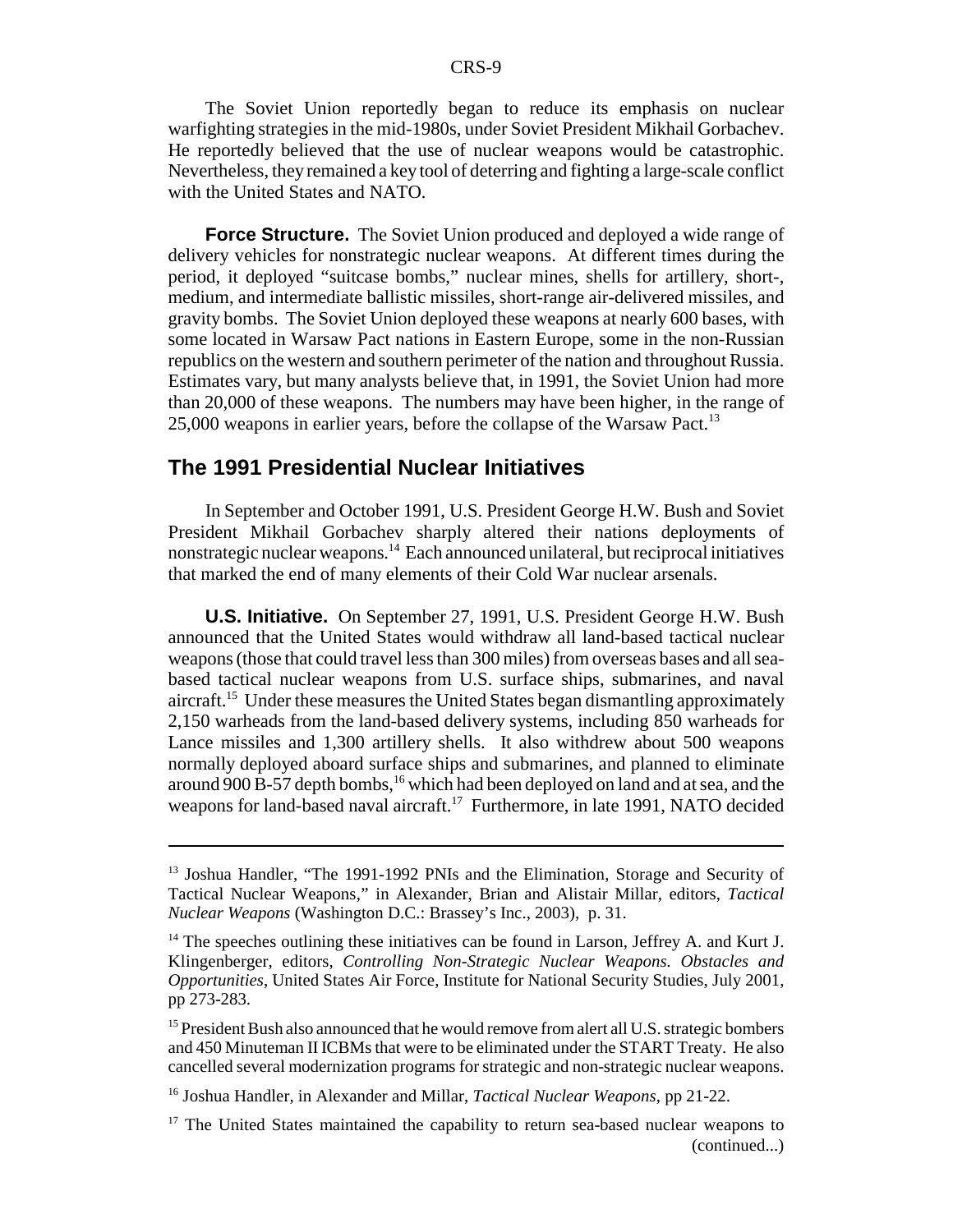The Soviet Union reportedly began to reduce its emphasis on nuclear warfighting strategies in the mid-1980s, under Soviet President Mikhail Gorbachev. He reportedly believed that the use of nuclear weapons would be catastrophic. Nevertheless, they remained a key tool of deterring and fighting a large-scale conflict with the United States and NATO.

**Force Structure.** The Soviet Union produced and deployed a wide range of delivery vehicles for nonstrategic nuclear weapons. At different times during the period, it deployed "suitcase bombs," nuclear mines, shells for artillery, short-, medium, and intermediate ballistic missiles, short-range air-delivered missiles, and gravity bombs. The Soviet Union deployed these weapons at nearly 600 bases, with some located in Warsaw Pact nations in Eastern Europe, some in the non-Russian republics on the western and southern perimeter of the nation and throughout Russia. Estimates vary, but many analysts believe that, in 1991, the Soviet Union had more than 20,000 of these weapons. The numbers may have been higher, in the range of 25,000 weapons in earlier years, before the collapse of the Warsaw Pact.[13]

## The 1991 Presidential Nuclear Initiatives

In September and October 1991, U.S. President George H.W. Bush and Soviet President Mikhail Gorbachev sharply altered their nations deployments of nonstrategic nuclear weapons.[14] Each announced unilateral, but reciprocal initiatives that marked the end of many elements of their Cold War nuclear arsenals.

**U.S. Initiative.** On September 27, 1991, U.S. President George H.W. Bush announced that the United States would withdraw all land-based tactical nuclear weapons (those that could travel less than 300 miles) from overseas bases and all sea-based tactical nuclear weapons from U.S. surface ships, submarines, and naval aircraft.[15] Under these measures the United States began dismantling approximately 2,150 warheads from the land-based delivery systems, including 850 warheads for Lance missiles and 1,300 artillery shells. It also withdrew about 500 weapons normally deployed aboard surface ships and submarines, and planned to eliminate around 900 B-57 depth bombs,[16] which had been deployed on land and at sea, and the weapons for land-based naval aircraft.[17] Furthermore, in late 1991, NATO decided

---

[13] Joshua Handler, "The 1991-1992 PNIs and the Elimination, Storage and Security of Tactical Nuclear Weapons," in Alexander, Brian and Alistair Millar, editors, *Tactical Nuclear Weapons* (Washington D.C.: Brassey's Inc., 2003), p. 31.

[14] The speeches outlining these initiatives can be found in Larson, Jeffrey A. and Kurt J. Klingenberger, editors, *Controlling Non-Strategic Nuclear Weapons. Obstacles and Opportunities*, United States Air Force, Institute for National Security Studies, July 2001, pp 273-283.

[15] President Bush also announced that he would remove from alert all U.S. strategic bombers and 450 Minuteman II ICBMs that were to be eliminated under the START Treaty. He also cancelled several modernization programs for strategic and non-strategic nuclear weapons.

[16] Joshua Handler, in Alexander and Millar, *Tactical Nuclear Weapons*, pp 21-22.

[17] The United States maintained the capability to return sea-based nuclear weapons to (continued...)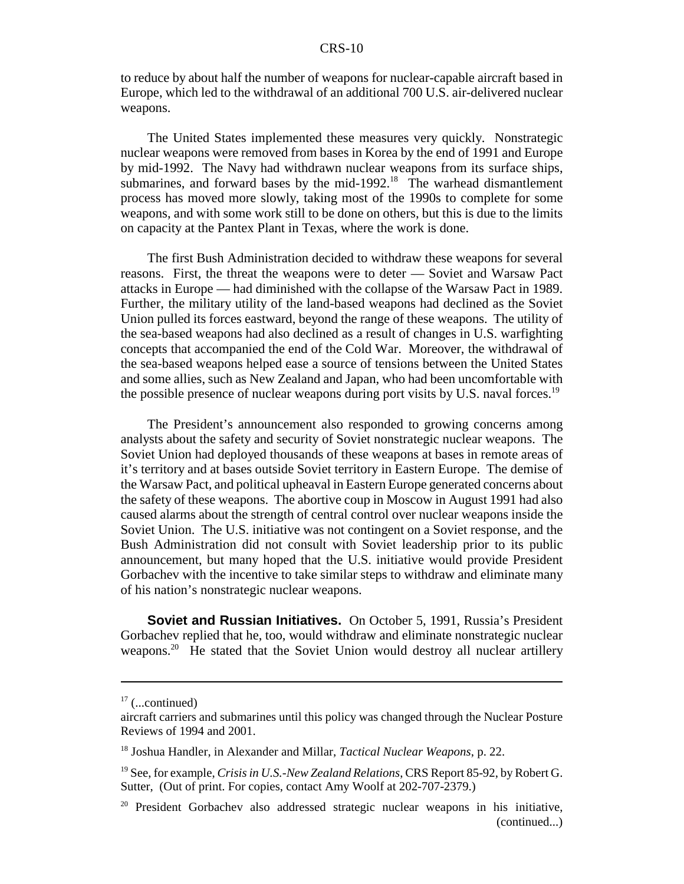to reduce by about half the number of weapons for nuclear-capable aircraft based in Europe, which led to the withdrawal of an additional 700 U.S. air-delivered nuclear weapons.

The United States implemented these measures very quickly. Nonstrategic nuclear weapons were removed from bases in Korea by the end of 1991 and Europe by mid-1992. The Navy had withdrawn nuclear weapons from its surface ships, submarines, and forward bases by the mid-1992.[18] The warhead dismantlement process has moved more slowly, taking most of the 1990s to complete for some weapons, and with some work still to be done on others, but this is due to the limits on capacity at the Pantex Plant in Texas, where the work is done.

The first Bush Administration decided to withdraw these weapons for several reasons. First, the threat the weapons were to deter — Soviet and Warsaw Pact attacks in Europe — had diminished with the collapse of the Warsaw Pact in 1989. Further, the military utility of the land-based weapons had declined as the Soviet Union pulled its forces eastward, beyond the range of these weapons. The utility of the sea-based weapons had also declined as a result of changes in U.S. warfighting concepts that accompanied the end of the Cold War. Moreover, the withdrawal of the sea-based weapons helped ease a source of tensions between the United States and some allies, such as New Zealand and Japan, who had been uncomfortable with the possible presence of nuclear weapons during port visits by U.S. naval forces.[19]

The President's announcement also responded to growing concerns among analysts about the safety and security of Soviet nonstrategic nuclear weapons. The Soviet Union had deployed thousands of these weapons at bases in remote areas of it's territory and at bases outside Soviet territory in Eastern Europe. The demise of the Warsaw Pact, and political upheaval in Eastern Europe generated concerns about the safety of these weapons. The abortive coup in Moscow in August 1991 had also caused alarms about the strength of central control over nuclear weapons inside the Soviet Union. The U.S. initiative was not contingent on a Soviet response, and the Bush Administration did not consult with Soviet leadership prior to its public announcement, but many hoped that the U.S. initiative would provide President Gorbachev with the incentive to take similar steps to withdraw and eliminate many of his nation's nonstrategic nuclear weapons.

**Soviet and Russian Initiatives.** On October 5, 1991, Russia's President Gorbachev replied that he, too, would withdraw and eliminate nonstrategic nuclear weapons.[20] He stated that the Soviet Union would destroy all nuclear artillery

---

[17] (...continued)
aircraft carriers and submarines until this policy was changed through the Nuclear Posture Reviews of 1994 and 2001.

[18] Joshua Handler, in Alexander and Millar, *Tactical Nuclear Weapons*, p. 22.

[19] See, for example, *Crisis in U.S.-New Zealand Relations*, CRS Report 85-92, by Robert G. Sutter, (Out of print. For copies, contact Amy Woolf at 202-707-2379.)

[20] President Gorbachev also addressed strategic nuclear weapons in his initiative, (continued...)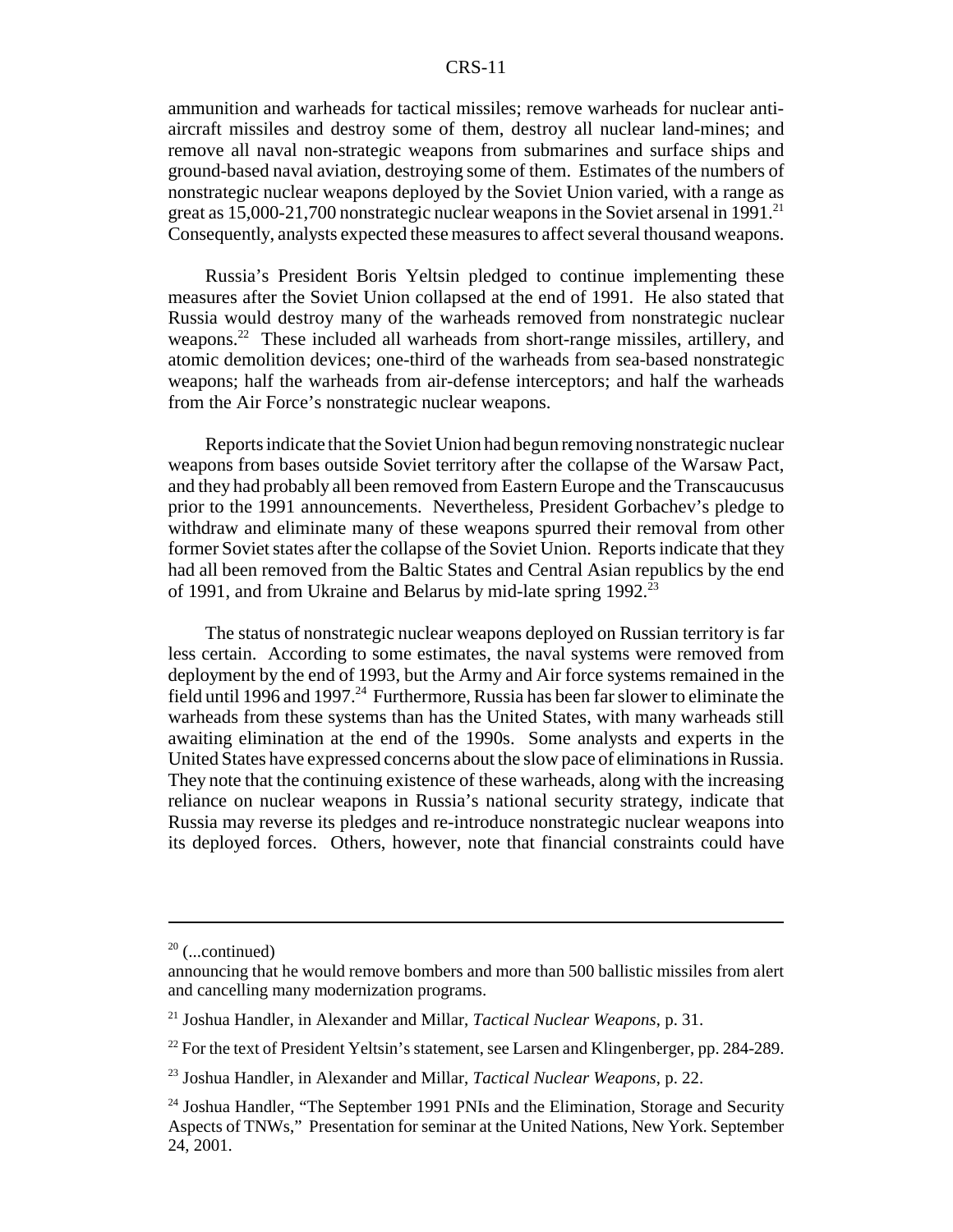ammunition and warheads for tactical missiles; remove warheads for nuclear anti-aircraft missiles and destroy some of them, destroy all nuclear land-mines; and remove all naval non-strategic weapons from submarines and surface ships and ground-based naval aviation, destroying some of them. Estimates of the numbers of nonstrategic nuclear weapons deployed by the Soviet Union varied, with a range as great as 15,000-21,700 nonstrategic nuclear weapons in the Soviet arsenal in 1991.[21] Consequently, analysts expected these measures to affect several thousand weapons.

Russia's President Boris Yeltsin pledged to continue implementing these measures after the Soviet Union collapsed at the end of 1991. He also stated that Russia would destroy many of the warheads removed from nonstrategic nuclear weapons.[22] These included all warheads from short-range missiles, artillery, and atomic demolition devices; one-third of the warheads from sea-based nonstrategic weapons; half the warheads from air-defense interceptors; and half the warheads from the Air Force's nonstrategic nuclear weapons.

Reports indicate that the Soviet Union had begun removing nonstrategic nuclear weapons from bases outside Soviet territory after the collapse of the Warsaw Pact, and they had probably all been removed from Eastern Europe and the Transcaucusus prior to the 1991 announcements. Nevertheless, President Gorbachev's pledge to withdraw and eliminate many of these weapons spurred their removal from other former Soviet states after the collapse of the Soviet Union. Reports indicate that they had all been removed from the Baltic States and Central Asian republics by the end of 1991, and from Ukraine and Belarus by mid-late spring 1992.[23]

The status of nonstrategic nuclear weapons deployed on Russian territory is far less certain. According to some estimates, the naval systems were removed from deployment by the end of 1993, but the Army and Air force systems remained in the field until 1996 and 1997.[24] Furthermore, Russia has been far slower to eliminate the warheads from these systems than has the United States, with many warheads still awaiting elimination at the end of the 1990s. Some analysts and experts in the United States have expressed concerns about the slow pace of eliminations in Russia. They note that the continuing existence of these warheads, along with the increasing reliance on nuclear weapons in Russia's national security strategy, indicate that Russia may reverse its pledges and re-introduce nonstrategic nuclear weapons into its deployed forces. Others, however, note that financial constraints could have

---

[20] (...continued)
announcing that he would remove bombers and more than 500 ballistic missiles from alert and cancelling many modernization programs.

[21] Joshua Handler, in Alexander and Millar, *Tactical Nuclear Weapons*, p. 31.

[22] For the text of President Yeltsin's statement, see Larsen and Klingenberger, pp. 284-289.

[23] Joshua Handler, in Alexander and Millar, *Tactical Nuclear Weapons*, p. 22.

[24] Joshua Handler, "The September 1991 PNIs and the Elimination, Storage and Security Aspects of TNWs," Presentation for seminar at the United Nations, New York. September 24, 2001.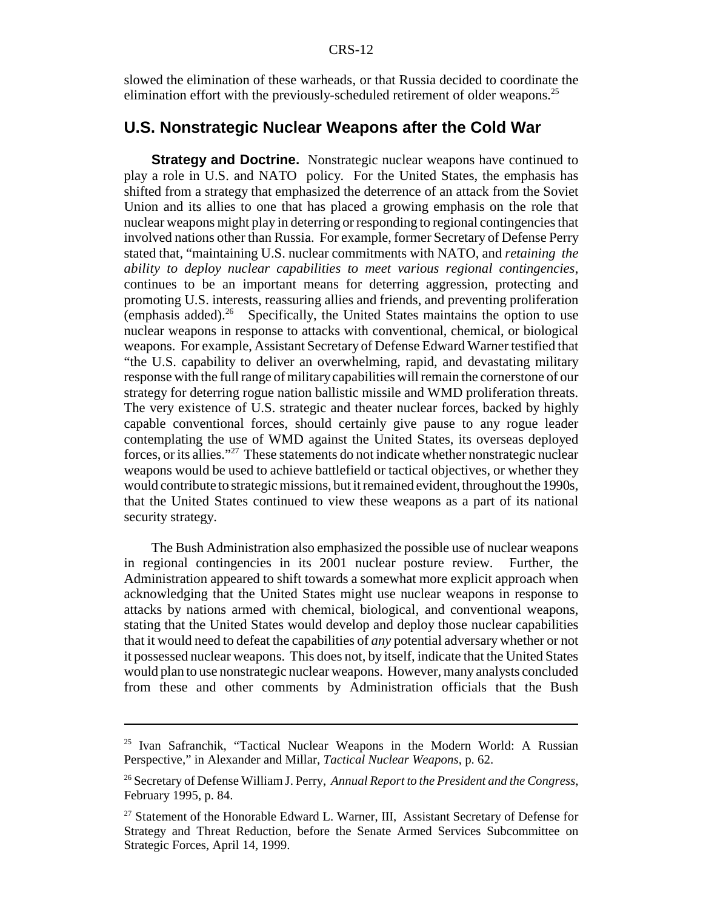slowed the elimination of these warheads, or that Russia decided to coordinate the elimination effort with the previously-scheduled retirement of older weapons.[25]

## U.S. Nonstrategic Nuclear Weapons after the Cold War

**Strategy and Doctrine.** Nonstrategic nuclear weapons have continued to play a role in U.S. and NATO policy. For the United States, the emphasis has shifted from a strategy that emphasized the deterrence of an attack from the Soviet Union and its allies to one that has placed a growing emphasis on the role that nuclear weapons might play in deterring or responding to regional contingencies that involved nations other than Russia. For example, former Secretary of Defense Perry stated that, "maintaining U.S. nuclear commitments with NATO, and *retaining the ability to deploy nuclear capabilities to meet various regional contingencies*, continues to be an important means for deterring aggression, protecting and promoting U.S. interests, reassuring allies and friends, and preventing proliferation (emphasis added).[26] Specifically, the United States maintains the option to use nuclear weapons in response to attacks with conventional, chemical, or biological weapons. For example, Assistant Secretary of Defense Edward Warner testified that "the U.S. capability to deliver an overwhelming, rapid, and devastating military response with the full range of military capabilities will remain the cornerstone of our strategy for deterring rogue nation ballistic missile and WMD proliferation threats. The very existence of U.S. strategic and theater nuclear forces, backed by highly capable conventional forces, should certainly give pause to any rogue leader contemplating the use of WMD against the United States, its overseas deployed forces, or its allies."[27] These statements do not indicate whether nonstrategic nuclear weapons would be used to achieve battlefield or tactical objectives, or whether they would contribute to strategic missions, but it remained evident, throughout the 1990s, that the United States continued to view these weapons as a part of its national security strategy.

The Bush Administration also emphasized the possible use of nuclear weapons in regional contingencies in its 2001 nuclear posture review. Further, the Administration appeared to shift towards a somewhat more explicit approach when acknowledging that the United States might use nuclear weapons in response to attacks by nations armed with chemical, biological, and conventional weapons, stating that the United States would develop and deploy those nuclear capabilities that it would need to defeat the capabilities of *any* potential adversary whether or not it possessed nuclear weapons. This does not, by itself, indicate that the United States would plan to use nonstrategic nuclear weapons. However, many analysts concluded from these and other comments by Administration officials that the Bush

---

[25] Ivan Safranchik, "Tactical Nuclear Weapons in the Modern World: A Russian Perspective," in Alexander and Millar, *Tactical Nuclear Weapons*, p. 62.

[26] Secretary of Defense William J. Perry, *Annual Report to the President and the Congress*, February 1995, p. 84.

[27] Statement of the Honorable Edward L. Warner, III, Assistant Secretary of Defense for Strategy and Threat Reduction, before the Senate Armed Services Subcommittee on Strategic Forces, April 14, 1999.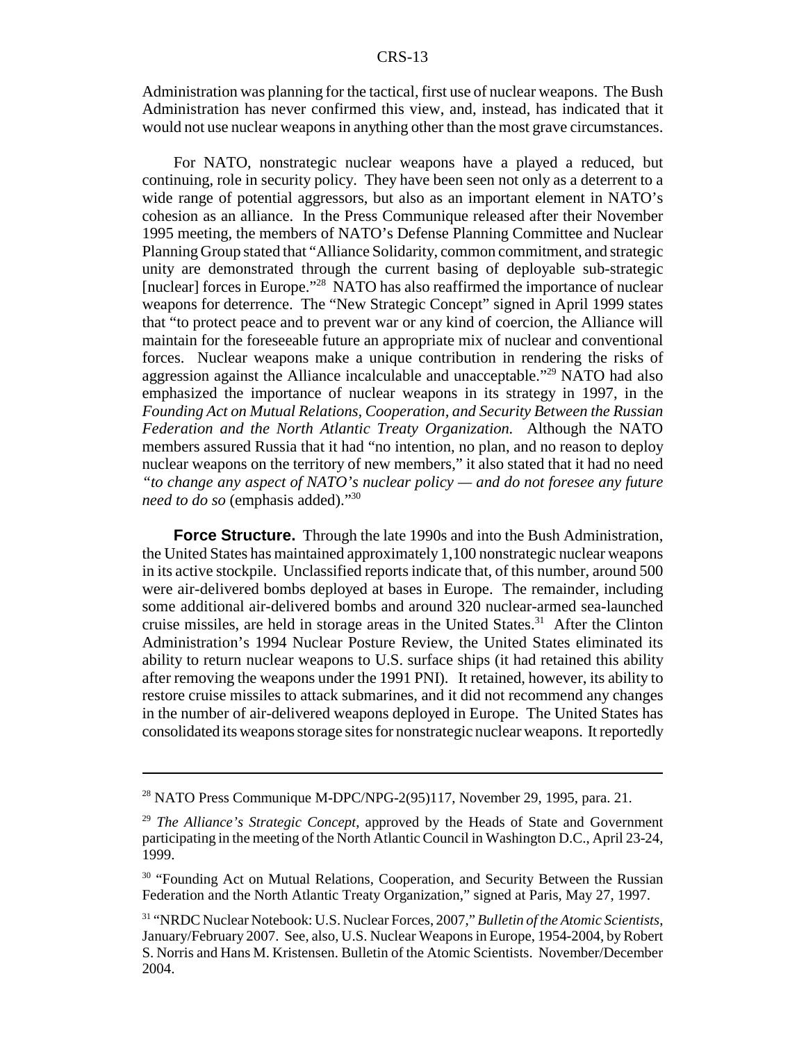Administration was planning for the tactical, first use of nuclear weapons. The Bush Administration has never confirmed this view, and, instead, has indicated that it would not use nuclear weapons in anything other than the most grave circumstances.

For NATO, nonstrategic nuclear weapons have a played a reduced, but continuing, role in security policy. They have been seen not only as a deterrent to a wide range of potential aggressors, but also as an important element in NATO's cohesion as an alliance. In the Press Communique released after their November 1995 meeting, the members of NATO's Defense Planning Committee and Nuclear Planning Group stated that "Alliance Solidarity, common commitment, and strategic unity are demonstrated through the current basing of deployable sub-strategic [nuclear] forces in Europe."[28] NATO has also reaffirmed the importance of nuclear weapons for deterrence. The "New Strategic Concept" signed in April 1999 states that "to protect peace and to prevent war or any kind of coercion, the Alliance will maintain for the foreseeable future an appropriate mix of nuclear and conventional forces. Nuclear weapons make a unique contribution in rendering the risks of aggression against the Alliance incalculable and unacceptable."[29] NATO had also emphasized the importance of nuclear weapons in its strategy in 1997, in the *Founding Act on Mutual Relations, Cooperation, and Security Between the Russian Federation and the North Atlantic Treaty Organization.* Although the NATO members assured Russia that it had "no intention, no plan, and no reason to deploy nuclear weapons on the territory of new members," it also stated that it had no need *"to change any aspect of NATO's nuclear policy — and do not foresee any future need to do so* (emphasis added)."[30]

**Force Structure.** Through the late 1990s and into the Bush Administration, the United States has maintained approximately 1,100 nonstrategic nuclear weapons in its active stockpile. Unclassified reports indicate that, of this number, around 500 were air-delivered bombs deployed at bases in Europe. The remainder, including some additional air-delivered bombs and around 320 nuclear-armed sea-launched cruise missiles, are held in storage areas in the United States.[31] After the Clinton Administration's 1994 Nuclear Posture Review, the United States eliminated its ability to return nuclear weapons to U.S. surface ships (it had retained this ability after removing the weapons under the 1991 PNI). It retained, however, its ability to restore cruise missiles to attack submarines, and it did not recommend any changes in the number of air-delivered weapons deployed in Europe. The United States has consolidated its weapons storage sites for nonstrategic nuclear weapons. It reportedly

---

[28] NATO Press Communique M-DPC/NPG-2(95)117, November 29, 1995, para. 21.

[29] *The Alliance's Strategic Concept*, approved by the Heads of State and Government participating in the meeting of the North Atlantic Council in Washington D.C., April 23-24, 1999.

[30] "Founding Act on Mutual Relations, Cooperation, and Security Between the Russian Federation and the North Atlantic Treaty Organization," signed at Paris, May 27, 1997.

[31] "NRDC Nuclear Notebook: U.S. Nuclear Forces, 2007," *Bulletin of the Atomic Scientists*, January/February 2007. See, also, U.S. Nuclear Weapons in Europe, 1954-2004, by Robert S. Norris and Hans M. Kristensen. Bulletin of the Atomic Scientists. November/December 2004.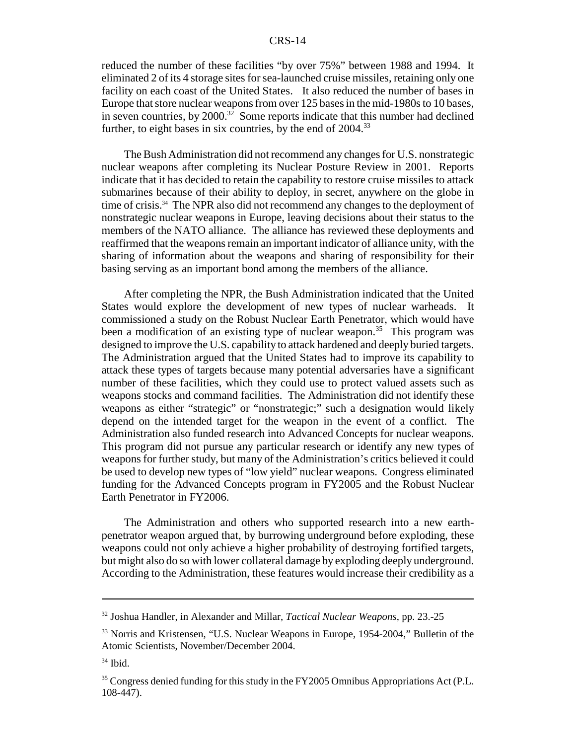reduced the number of these facilities "by over 75%" between 1988 and 1994. It eliminated 2 of its 4 storage sites for sea-launched cruise missiles, retaining only one facility on each coast of the United States. It also reduced the number of bases in Europe that store nuclear weapons from over 125 bases in the mid-1980s to 10 bases, in seven countries, by 2000.[32] Some reports indicate that this number had declined further, to eight bases in six countries, by the end of 2004.[33]

The Bush Administration did not recommend any changes for U.S. nonstrategic nuclear weapons after completing its Nuclear Posture Review in 2001. Reports indicate that it has decided to retain the capability to restore cruise missiles to attack submarines because of their ability to deploy, in secret, anywhere on the globe in time of crisis.[34] The NPR also did not recommend any changes to the deployment of nonstrategic nuclear weapons in Europe, leaving decisions about their status to the members of the NATO alliance. The alliance has reviewed these deployments and reaffirmed that the weapons remain an important indicator of alliance unity, with the sharing of information about the weapons and sharing of responsibility for their basing serving as an important bond among the members of the alliance.

After completing the NPR, the Bush Administration indicated that the United States would explore the development of new types of nuclear warheads. It commissioned a study on the Robust Nuclear Earth Penetrator, which would have been a modification of an existing type of nuclear weapon.[35] This program was designed to improve the U.S. capability to attack hardened and deeply buried targets. The Administration argued that the United States had to improve its capability to attack these types of targets because many potential adversaries have a significant number of these facilities, which they could use to protect valued assets such as weapons stocks and command facilities. The Administration did not identify these weapons as either "strategic" or "nonstrategic;" such a designation would likely depend on the intended target for the weapon in the event of a conflict. The Administration also funded research into Advanced Concepts for nuclear weapons. This program did not pursue any particular research or identify any new types of weapons for further study, but many of the Administration's critics believed it could be used to develop new types of "low yield" nuclear weapons. Congress eliminated funding for the Advanced Concepts program in FY2005 and the Robust Nuclear Earth Penetrator in FY2006.

The Administration and others who supported research into a new earth-penetrator weapon argued that, by burrowing underground before exploding, these weapons could not only achieve a higher probability of destroying fortified targets, but might also do so with lower collateral damage by exploding deeply underground. According to the Administration, these features would increase their credibility as a

---

[32] Joshua Handler, in Alexander and Millar, *Tactical Nuclear Weapons*, pp. 23.-25

[33] Norris and Kristensen, "U.S. Nuclear Weapons in Europe, 1954-2004," Bulletin of the Atomic Scientists, November/December 2004.

[34] Ibid.

[35] Congress denied funding for this study in the FY2005 Omnibus Appropriations Act (P.L. 108-447).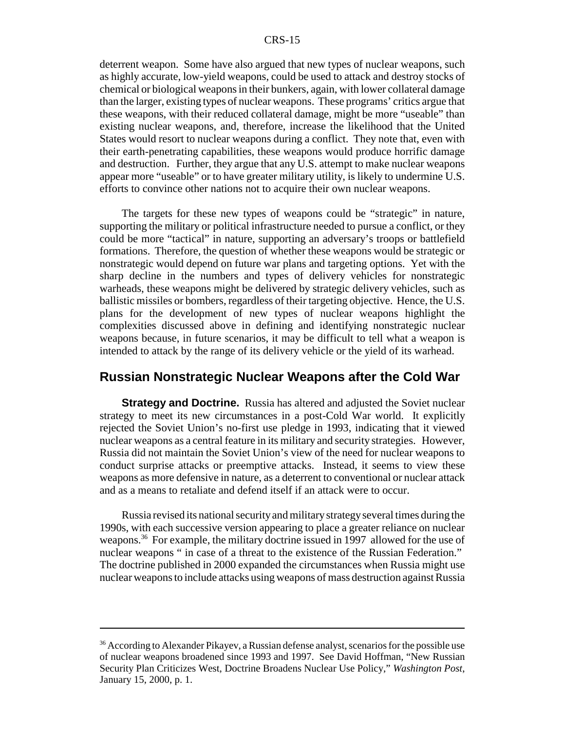deterrent weapon. Some have also argued that new types of nuclear weapons, such as highly accurate, low-yield weapons, could be used to attack and destroy stocks of chemical or biological weapons in their bunkers, again, with lower collateral damage than the larger, existing types of nuclear weapons. These programs' critics argue that these weapons, with their reduced collateral damage, might be more "useable" than existing nuclear weapons, and, therefore, increase the likelihood that the United States would resort to nuclear weapons during a conflict. They note that, even with their earth-penetrating capabilities, these weapons would produce horrific damage and destruction. Further, they argue that any U.S. attempt to make nuclear weapons appear more "useable" or to have greater military utility, is likely to undermine U.S. efforts to convince other nations not to acquire their own nuclear weapons.

The targets for these new types of weapons could be "strategic" in nature, supporting the military or political infrastructure needed to pursue a conflict, or they could be more "tactical" in nature, supporting an adversary's troops or battlefield formations. Therefore, the question of whether these weapons would be strategic or nonstrategic would depend on future war plans and targeting options. Yet with the sharp decline in the numbers and types of delivery vehicles for nonstrategic warheads, these weapons might be delivered by strategic delivery vehicles, such as ballistic missiles or bombers, regardless of their targeting objective. Hence, the U.S. plans for the development of new types of nuclear weapons highlight the complexities discussed above in defining and identifying nonstrategic nuclear weapons because, in future scenarios, it may be difficult to tell what a weapon is intended to attack by the range of its delivery vehicle or the yield of its warhead.

## Russian Nonstrategic Nuclear Weapons after the Cold War

**Strategy and Doctrine.** Russia has altered and adjusted the Soviet nuclear strategy to meet its new circumstances in a post-Cold War world. It explicitly rejected the Soviet Union's no-first use pledge in 1993, indicating that it viewed nuclear weapons as a central feature in its military and security strategies. However, Russia did not maintain the Soviet Union's view of the need for nuclear weapons to conduct surprise attacks or preemptive attacks. Instead, it seems to view these weapons as more defensive in nature, as a deterrent to conventional or nuclear attack and as a means to retaliate and defend itself if an attack were to occur.

Russia revised its national security and military strategy several times during the 1990s, with each successive version appearing to place a greater reliance on nuclear weapons.[36] For example, the military doctrine issued in 1997 allowed for the use of nuclear weapons " in case of a threat to the existence of the Russian Federation." The doctrine published in 2000 expanded the circumstances when Russia might use nuclear weapons to include attacks using weapons of mass destruction against Russia

---

[36] According to Alexander Pikayev, a Russian defense analyst, scenarios for the possible use of nuclear weapons broadened since 1993 and 1997. See David Hoffman, "New Russian Security Plan Criticizes West, Doctrine Broadens Nuclear Use Policy," *Washington Post*, January 15, 2000, p. 1.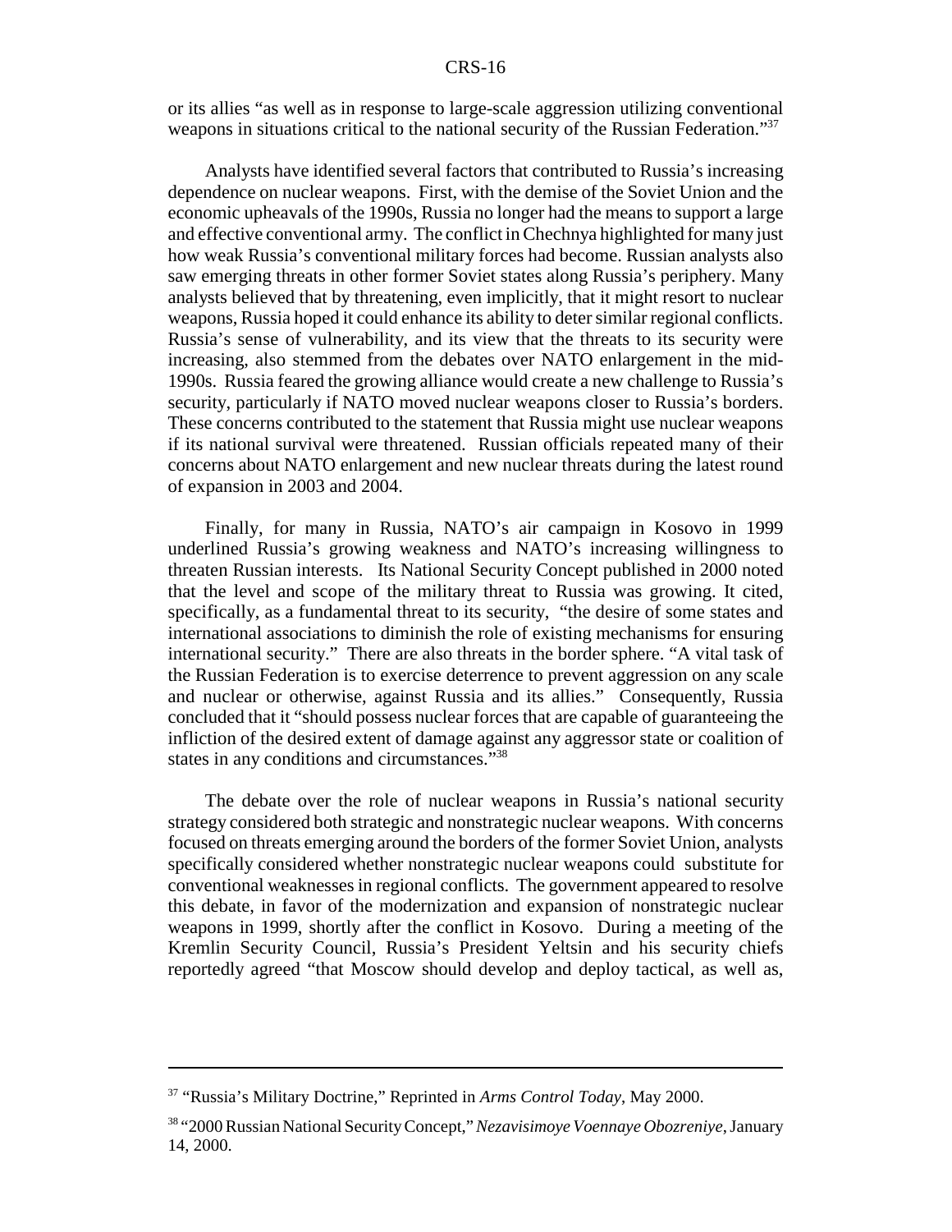or its allies "as well as in response to large-scale aggression utilizing conventional weapons in situations critical to the national security of the Russian Federation."[37]

Analysts have identified several factors that contributed to Russia's increasing dependence on nuclear weapons. First, with the demise of the Soviet Union and the economic upheavals of the 1990s, Russia no longer had the means to support a large and effective conventional army. The conflict in Chechnya highlighted for many just how weak Russia's conventional military forces had become. Russian analysts also saw emerging threats in other former Soviet states along Russia's periphery. Many analysts believed that by threatening, even implicitly, that it might resort to nuclear weapons, Russia hoped it could enhance its ability to deter similar regional conflicts. Russia's sense of vulnerability, and its view that the threats to its security were increasing, also stemmed from the debates over NATO enlargement in the mid-1990s. Russia feared the growing alliance would create a new challenge to Russia's security, particularly if NATO moved nuclear weapons closer to Russia's borders. These concerns contributed to the statement that Russia might use nuclear weapons if its national survival were threatened. Russian officials repeated many of their concerns about NATO enlargement and new nuclear threats during the latest round of expansion in 2003 and 2004.

Finally, for many in Russia, NATO's air campaign in Kosovo in 1999 underlined Russia's growing weakness and NATO's increasing willingness to threaten Russian interests. Its National Security Concept published in 2000 noted that the level and scope of the military threat to Russia was growing. It cited, specifically, as a fundamental threat to its security, "the desire of some states and international associations to diminish the role of existing mechanisms for ensuring international security." There are also threats in the border sphere. "A vital task of the Russian Federation is to exercise deterrence to prevent aggression on any scale and nuclear or otherwise, against Russia and its allies." Consequently, Russia concluded that it "should possess nuclear forces that are capable of guaranteeing the infliction of the desired extent of damage against any aggressor state or coalition of states in any conditions and circumstances."[38]

The debate over the role of nuclear weapons in Russia's national security strategy considered both strategic and nonstrategic nuclear weapons. With concerns focused on threats emerging around the borders of the former Soviet Union, analysts specifically considered whether nonstrategic nuclear weapons could substitute for conventional weaknesses in regional conflicts. The government appeared to resolve this debate, in favor of the modernization and expansion of nonstrategic nuclear weapons in 1999, shortly after the conflict in Kosovo. During a meeting of the Kremlin Security Council, Russia's President Yeltsin and his security chiefs reportedly agreed "that Moscow should develop and deploy tactical, as well as,

---

[37] "Russia's Military Doctrine," Reprinted in *Arms Control Today*, May 2000.

[38] "2000 Russian National Security Concept," *Nezavisimoye Voennaye Obozreniye*, January 14, 2000.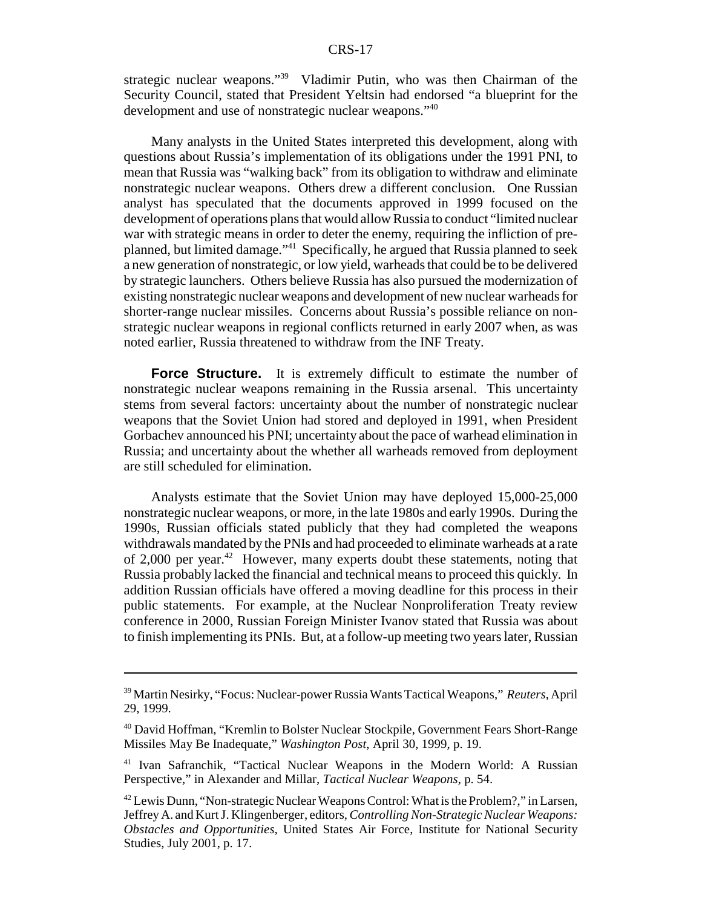strategic nuclear weapons."[39] Vladimir Putin, who was then Chairman of the Security Council, stated that President Yeltsin had endorsed "a blueprint for the development and use of nonstrategic nuclear weapons."[40]

Many analysts in the United States interpreted this development, along with questions about Russia's implementation of its obligations under the 1991 PNI, to mean that Russia was "walking back" from its obligation to withdraw and eliminate nonstrategic nuclear weapons. Others drew a different conclusion. One Russian analyst has speculated that the documents approved in 1999 focused on the development of operations plans that would allow Russia to conduct "limited nuclear war with strategic means in order to deter the enemy, requiring the infliction of pre-planned, but limited damage."[41] Specifically, he argued that Russia planned to seek a new generation of nonstrategic, or low yield, warheads that could be to be delivered by strategic launchers. Others believe Russia has also pursued the modernization of existing nonstrategic nuclear weapons and development of new nuclear warheads for shorter-range nuclear missiles. Concerns about Russia's possible reliance on non-strategic nuclear weapons in regional conflicts returned in early 2007 when, as was noted earlier, Russia threatened to withdraw from the INF Treaty.

**Force Structure.** It is extremely difficult to estimate the number of nonstrategic nuclear weapons remaining in the Russia arsenal. This uncertainty stems from several factors: uncertainty about the number of nonstrategic nuclear weapons that the Soviet Union had stored and deployed in 1991, when President Gorbachev announced his PNI; uncertainty about the pace of warhead elimination in Russia; and uncertainty about the whether all warheads removed from deployment are still scheduled for elimination.

Analysts estimate that the Soviet Union may have deployed 15,000-25,000 nonstrategic nuclear weapons, or more, in the late 1980s and early 1990s. During the 1990s, Russian officials stated publicly that they had completed the weapons withdrawals mandated by the PNIs and had proceeded to eliminate warheads at a rate of 2,000 per year.[42] However, many experts doubt these statements, noting that Russia probably lacked the financial and technical means to proceed this quickly. In addition Russian officials have offered a moving deadline for this process in their public statements. For example, at the Nuclear Nonproliferation Treaty review conference in 2000, Russian Foreign Minister Ivanov stated that Russia was about to finish implementing its PNIs. But, at a follow-up meeting two years later, Russian

---

[39] Martin Nesirky, "Focus: Nuclear-power Russia Wants Tactical Weapons," *Reuters*, April 29, 1999.

[40] David Hoffman, "Kremlin to Bolster Nuclear Stockpile, Government Fears Short-Range Missiles May Be Inadequate," *Washington Post*, April 30, 1999, p. 19.

[41] Ivan Safranchik, "Tactical Nuclear Weapons in the Modern World: A Russian Perspective," in Alexander and Millar, *Tactical Nuclear Weapons*, p. 54.

[42] Lewis Dunn, "Non-strategic Nuclear Weapons Control: What is the Problem?," in Larsen, Jeffrey A. and Kurt J. Klingenberger, editors, *Controlling Non-Strategic Nuclear Weapons: Obstacles and Opportunities*, United States Air Force, Institute for National Security Studies, July 2001, p. 17.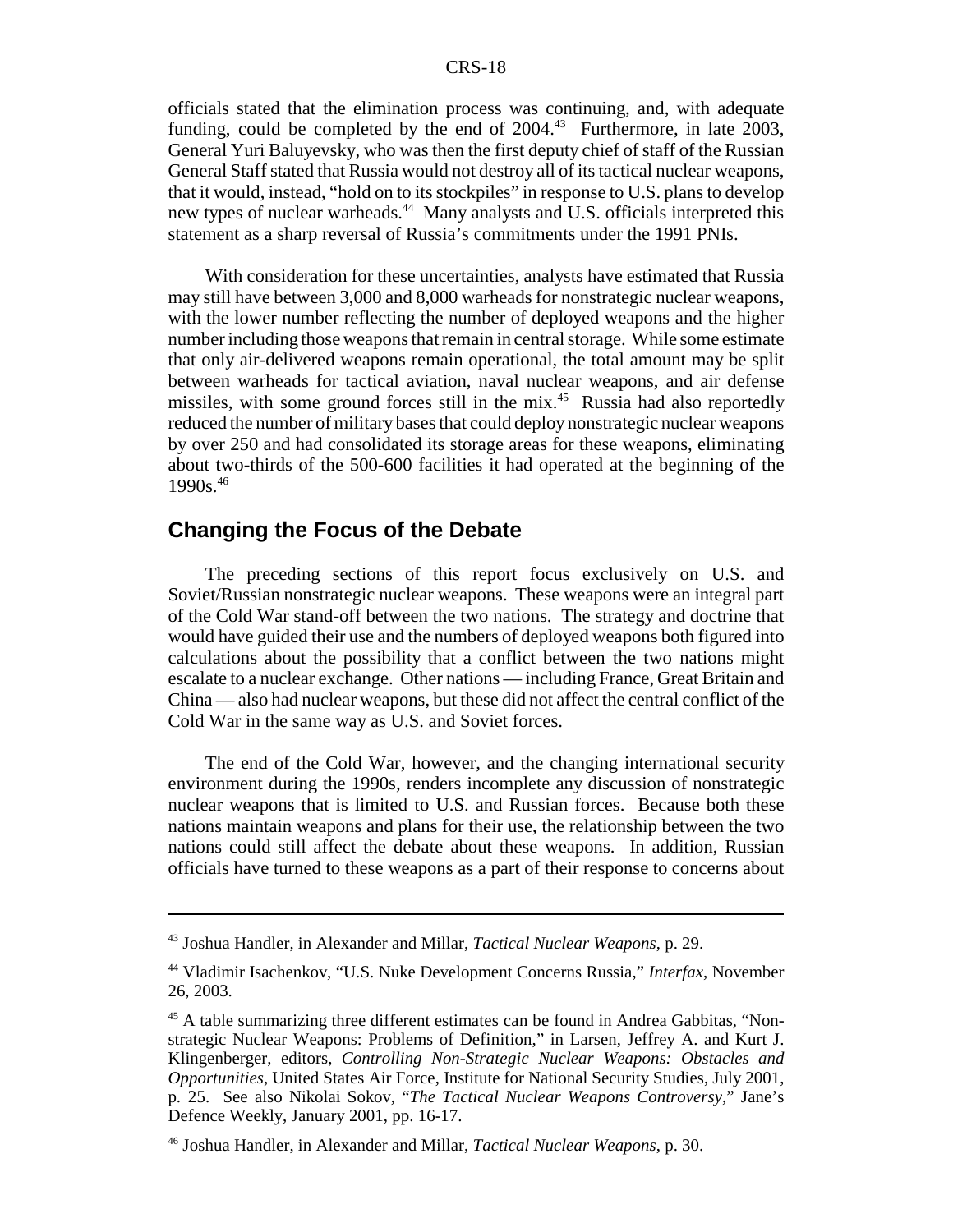officials stated that the elimination process was continuing, and, with adequate funding, could be completed by the end of 2004.[43] Furthermore, in late 2003, General Yuri Baluyevsky, who was then the first deputy chief of staff of the Russian General Staff stated that Russia would not destroy all of its tactical nuclear weapons, that it would, instead, "hold on to its stockpiles" in response to U.S. plans to develop new types of nuclear warheads.[44] Many analysts and U.S. officials interpreted this statement as a sharp reversal of Russia's commitments under the 1991 PNIs.

With consideration for these uncertainties, analysts have estimated that Russia may still have between 3,000 and 8,000 warheads for nonstrategic nuclear weapons, with the lower number reflecting the number of deployed weapons and the higher number including those weapons that remain in central storage. While some estimate that only air-delivered weapons remain operational, the total amount may be split between warheads for tactical aviation, naval nuclear weapons, and air defense missiles, with some ground forces still in the mix.[45] Russia had also reportedly reduced the number of military bases that could deploy nonstrategic nuclear weapons by over 250 and had consolidated its storage areas for these weapons, eliminating about two-thirds of the 500-600 facilities it had operated at the beginning of the 1990s.[46]

## Changing the Focus of the Debate

The preceding sections of this report focus exclusively on U.S. and Soviet/Russian nonstrategic nuclear weapons. These weapons were an integral part of the Cold War stand-off between the two nations. The strategy and doctrine that would have guided their use and the numbers of deployed weapons both figured into calculations about the possibility that a conflict between the two nations might escalate to a nuclear exchange. Other nations — including France, Great Britain and China — also had nuclear weapons, but these did not affect the central conflict of the Cold War in the same way as U.S. and Soviet forces.

The end of the Cold War, however, and the changing international security environment during the 1990s, renders incomplete any discussion of nonstrategic nuclear weapons that is limited to U.S. and Russian forces. Because both these nations maintain weapons and plans for their use, the relationship between the two nations could still affect the debate about these weapons. In addition, Russian officials have turned to these weapons as a part of their response to concerns about

---

[43] Joshua Handler, in Alexander and Millar, *Tactical Nuclear Weapons*, p. 29.

[44] Vladimir Isachenkov, "U.S. Nuke Development Concerns Russia," *Interfax*, November 26, 2003.

[45] A table summarizing three different estimates can be found in Andrea Gabbitas, "Non-strategic Nuclear Weapons: Problems of Definition," in Larsen, Jeffrey A. and Kurt J. Klingenberger, editors, *Controlling Non-Strategic Nuclear Weapons: Obstacles and Opportunities*, United States Air Force, Institute for National Security Studies, July 2001, p. 25. See also Nikolai Sokov, "*The Tactical Nuclear Weapons Controversy*," Jane's Defence Weekly, January 2001, pp. 16-17.

[46] Joshua Handler, in Alexander and Millar, *Tactical Nuclear Weapons*, p. 30.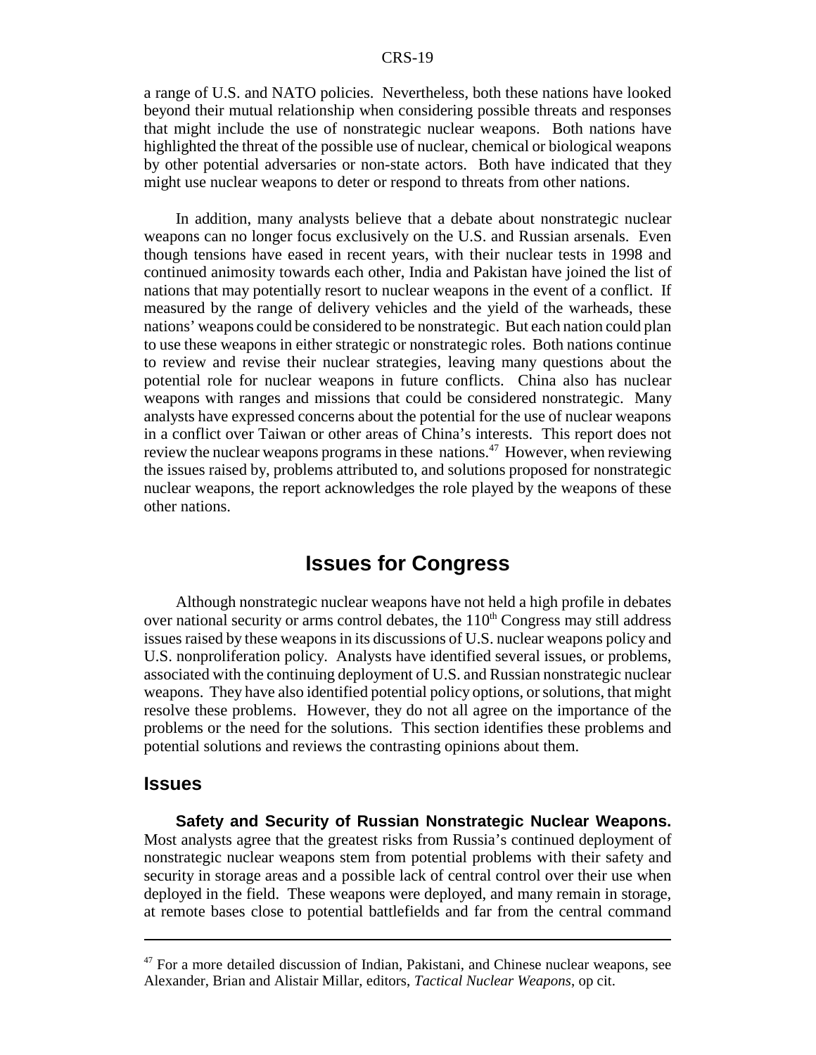a range of U.S. and NATO policies. Nevertheless, both these nations have looked beyond their mutual relationship when considering possible threats and responses that might include the use of nonstrategic nuclear weapons. Both nations have highlighted the threat of the possible use of nuclear, chemical or biological weapons by other potential adversaries or non-state actors. Both have indicated that they might use nuclear weapons to deter or respond to threats from other nations.

In addition, many analysts believe that a debate about nonstrategic nuclear weapons can no longer focus exclusively on the U.S. and Russian arsenals. Even though tensions have eased in recent years, with their nuclear tests in 1998 and continued animosity towards each other, India and Pakistan have joined the list of nations that may potentially resort to nuclear weapons in the event of a conflict. If measured by the range of delivery vehicles and the yield of the warheads, these nations' weapons could be considered to be nonstrategic. But each nation could plan to use these weapons in either strategic or nonstrategic roles. Both nations continue to review and revise their nuclear strategies, leaving many questions about the potential role for nuclear weapons in future conflicts. China also has nuclear weapons with ranges and missions that could be considered nonstrategic. Many analysts have expressed concerns about the potential for the use of nuclear weapons in a conflict over Taiwan or other areas of China's interests. This report does not review the nuclear weapons programs in these nations.[47] However, when reviewing the issues raised by, problems attributed to, and solutions proposed for nonstrategic nuclear weapons, the report acknowledges the role played by the weapons of these other nations.

# Issues for Congress

Although nonstrategic nuclear weapons have not held a high profile in debates over national security or arms control debates, the 110th Congress may still address issues raised by these weapons in its discussions of U.S. nuclear weapons policy and U.S. nonproliferation policy. Analysts have identified several issues, or problems, associated with the continuing deployment of U.S. and Russian nonstrategic nuclear weapons. They have also identified potential policy options, or solutions, that might resolve these problems. However, they do not all agree on the importance of the problems or the need for the solutions. This section identifies these problems and potential solutions and reviews the contrasting opinions about them.

## Issues

**Safety and Security of Russian Nonstrategic Nuclear Weapons.** Most analysts agree that the greatest risks from Russia's continued deployment of nonstrategic nuclear weapons stem from potential problems with their safety and security in storage areas and a possible lack of central control over their use when deployed in the field. These weapons were deployed, and many remain in storage, at remote bases close to potential battlefields and far from the central command

---

[47] For a more detailed discussion of Indian, Pakistani, and Chinese nuclear weapons, see Alexander, Brian and Alistair Millar, editors, *Tactical Nuclear Weapons*, op cit.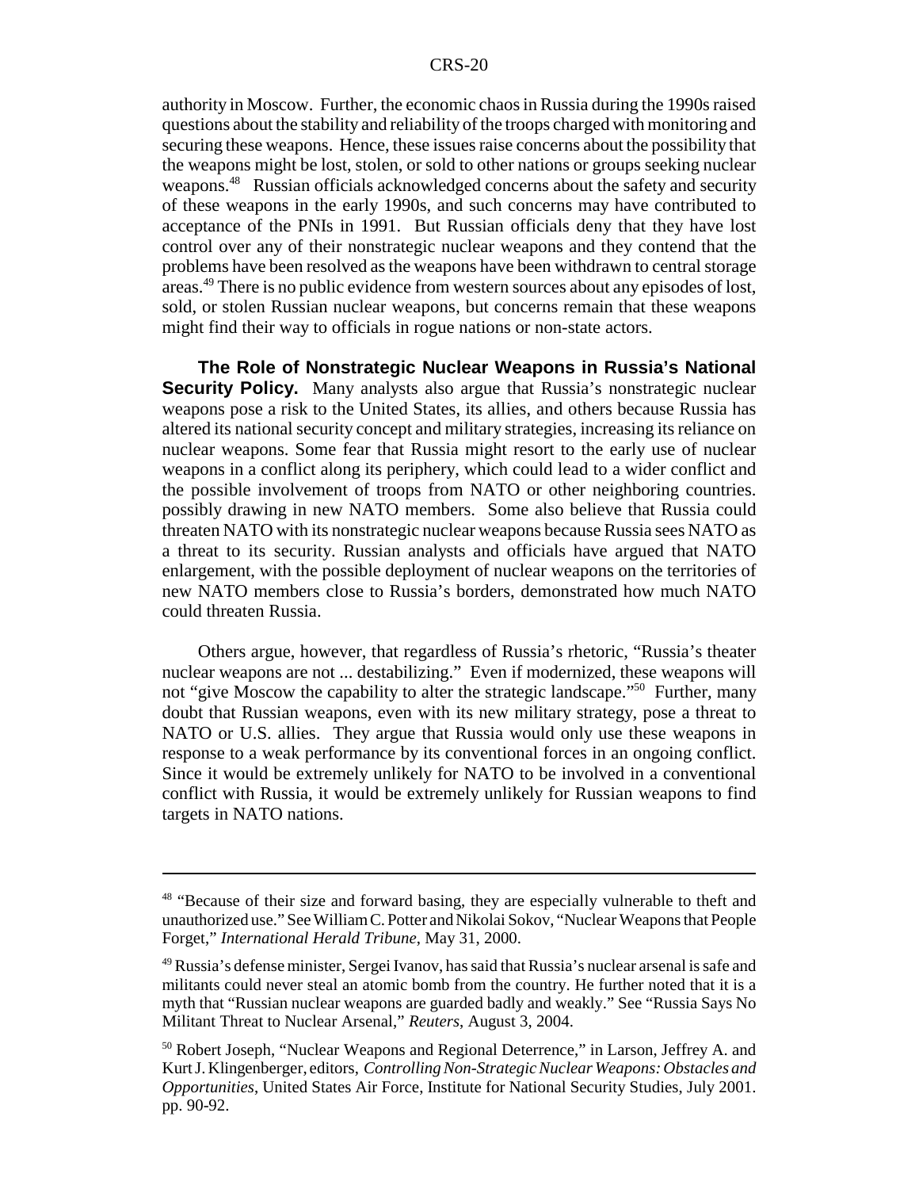authority in Moscow. Further, the economic chaos in Russia during the 1990s raised questions about the stability and reliability of the troops charged with monitoring and securing these weapons. Hence, these issues raise concerns about the possibility that the weapons might be lost, stolen, or sold to other nations or groups seeking nuclear weapons.[48] Russian officials acknowledged concerns about the safety and security of these weapons in the early 1990s, and such concerns may have contributed to acceptance of the PNIs in 1991. But Russian officials deny that they have lost control over any of their nonstrategic nuclear weapons and they contend that the problems have been resolved as the weapons have been withdrawn to central storage areas.[49] There is no public evidence from western sources about any episodes of lost, sold, or stolen Russian nuclear weapons, but concerns remain that these weapons might find their way to officials in rogue nations or non-state actors.

**The Role of Nonstrategic Nuclear Weapons in Russia's National Security Policy.** Many analysts also argue that Russia's nonstrategic nuclear weapons pose a risk to the United States, its allies, and others because Russia has altered its national security concept and military strategies, increasing its reliance on nuclear weapons. Some fear that Russia might resort to the early use of nuclear weapons in a conflict along its periphery, which could lead to a wider conflict and the possible involvement of troops from NATO or other neighboring countries. possibly drawing in new NATO members. Some also believe that Russia could threaten NATO with its nonstrategic nuclear weapons because Russia sees NATO as a threat to its security. Russian analysts and officials have argued that NATO enlargement, with the possible deployment of nuclear weapons on the territories of new NATO members close to Russia's borders, demonstrated how much NATO could threaten Russia.

Others argue, however, that regardless of Russia's rhetoric, "Russia's theater nuclear weapons are not ... destabilizing." Even if modernized, these weapons will not "give Moscow the capability to alter the strategic landscape."[50] Further, many doubt that Russian weapons, even with its new military strategy, pose a threat to NATO or U.S. allies. They argue that Russia would only use these weapons in response to a weak performance by its conventional forces in an ongoing conflict. Since it would be extremely unlikely for NATO to be involved in a conventional conflict with Russia, it would be extremely unlikely for Russian weapons to find targets in NATO nations.

---

[48] "Because of their size and forward basing, they are especially vulnerable to theft and unauthorized use." See William C. Potter and Nikolai Sokov, "Nuclear Weapons that People Forget," *International Herald Tribune*, May 31, 2000.

[49] Russia's defense minister, Sergei Ivanov, has said that Russia's nuclear arsenal is safe and militants could never steal an atomic bomb from the country. He further noted that it is a myth that "Russian nuclear weapons are guarded badly and weakly." See "Russia Says No Militant Threat to Nuclear Arsenal," *Reuters*, August 3, 2004.

[50] Robert Joseph, "Nuclear Weapons and Regional Deterrence," in Larson, Jeffrey A. and Kurt J. Klingenberger, editors, *Controlling Non-Strategic Nuclear Weapons: Obstacles and Opportunities*, United States Air Force, Institute for National Security Studies, July 2001. pp. 90-92.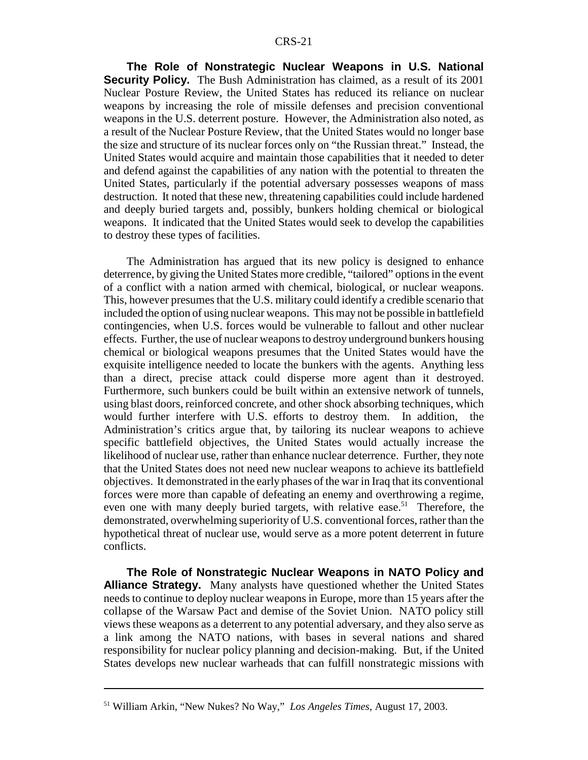**The Role of Nonstrategic Nuclear Weapons in U.S. National Security Policy.** The Bush Administration has claimed, as a result of its 2001 Nuclear Posture Review, the United States has reduced its reliance on nuclear weapons by increasing the role of missile defenses and precision conventional weapons in the U.S. deterrent posture. However, the Administration also noted, as a result of the Nuclear Posture Review, that the United States would no longer base the size and structure of its nuclear forces only on "the Russian threat." Instead, the United States would acquire and maintain those capabilities that it needed to deter and defend against the capabilities of any nation with the potential to threaten the United States, particularly if the potential adversary possesses weapons of mass destruction. It noted that these new, threatening capabilities could include hardened and deeply buried targets and, possibly, bunkers holding chemical or biological weapons. It indicated that the United States would seek to develop the capabilities to destroy these types of facilities.

The Administration has argued that its new policy is designed to enhance deterrence, by giving the United States more credible, "tailored" options in the event of a conflict with a nation armed with chemical, biological, or nuclear weapons. This, however presumes that the U.S. military could identify a credible scenario that included the option of using nuclear weapons. This may not be possible in battlefield contingencies, when U.S. forces would be vulnerable to fallout and other nuclear effects. Further, the use of nuclear weapons to destroy underground bunkers housing chemical or biological weapons presumes that the United States would have the exquisite intelligence needed to locate the bunkers with the agents. Anything less than a direct, precise attack could disperse more agent than it destroyed. Furthermore, such bunkers could be built within an extensive network of tunnels, using blast doors, reinforced concrete, and other shock absorbing techniques, which would further interfere with U.S. efforts to destroy them. In addition, the Administration's critics argue that, by tailoring its nuclear weapons to achieve specific battlefield objectives, the United States would actually increase the likelihood of nuclear use, rather than enhance nuclear deterrence. Further, they note that the United States does not need new nuclear weapons to achieve its battlefield objectives. It demonstrated in the early phases of the war in Iraq that its conventional forces were more than capable of defeating an enemy and overthrowing a regime, even one with many deeply buried targets, with relative ease.[51] Therefore, the demonstrated, overwhelming superiority of U.S. conventional forces, rather than the hypothetical threat of nuclear use, would serve as a more potent deterrent in future conflicts.

**The Role of Nonstrategic Nuclear Weapons in NATO Policy and Alliance Strategy.** Many analysts have questioned whether the United States needs to continue to deploy nuclear weapons in Europe, more than 15 years after the collapse of the Warsaw Pact and demise of the Soviet Union. NATO policy still views these weapons as a deterrent to any potential adversary, and they also serve as a link among the NATO nations, with bases in several nations and shared responsibility for nuclear policy planning and decision-making. But, if the United States develops new nuclear warheads that can fulfill nonstrategic missions with

---

[51] William Arkin, "New Nukes? No Way," *Los Angeles Times*, August 17, 2003.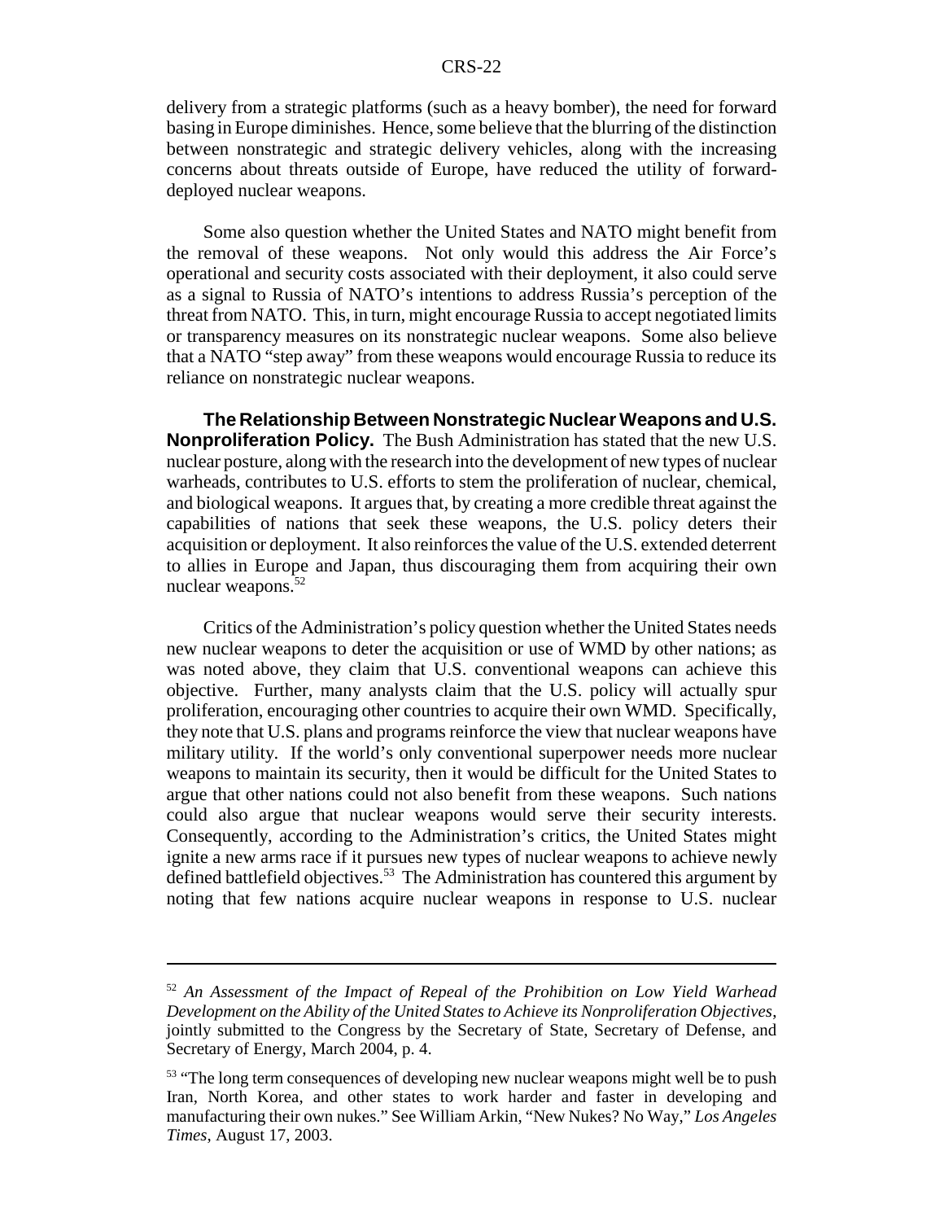delivery from a strategic platforms (such as a heavy bomber), the need for forward basing in Europe diminishes. Hence, some believe that the blurring of the distinction between nonstrategic and strategic delivery vehicles, along with the increasing concerns about threats outside of Europe, have reduced the utility of forward-deployed nuclear weapons.

Some also question whether the United States and NATO might benefit from the removal of these weapons. Not only would this address the Air Force's operational and security costs associated with their deployment, it also could serve as a signal to Russia of NATO's intentions to address Russia's perception of the threat from NATO. This, in turn, might encourage Russia to accept negotiated limits or transparency measures on its nonstrategic nuclear weapons. Some also believe that a NATO "step away" from these weapons would encourage Russia to reduce its reliance on nonstrategic nuclear weapons.

**The Relationship Between Nonstrategic Nuclear Weapons and U.S. Nonproliferation Policy.** The Bush Administration has stated that the new U.S. nuclear posture, along with the research into the development of new types of nuclear warheads, contributes to U.S. efforts to stem the proliferation of nuclear, chemical, and biological weapons. It argues that, by creating a more credible threat against the capabilities of nations that seek these weapons, the U.S. policy deters their acquisition or deployment. It also reinforces the value of the U.S. extended deterrent to allies in Europe and Japan, thus discouraging them from acquiring their own nuclear weapons.[52]

Critics of the Administration's policy question whether the United States needs new nuclear weapons to deter the acquisition or use of WMD by other nations; as was noted above, they claim that U.S. conventional weapons can achieve this objective. Further, many analysts claim that the U.S. policy will actually spur proliferation, encouraging other countries to acquire their own WMD. Specifically, they note that U.S. plans and programs reinforce the view that nuclear weapons have military utility. If the world's only conventional superpower needs more nuclear weapons to maintain its security, then it would be difficult for the United States to argue that other nations could not also benefit from these weapons. Such nations could also argue that nuclear weapons would serve their security interests. Consequently, according to the Administration's critics, the United States might ignite a new arms race if it pursues new types of nuclear weapons to achieve newly defined battlefield objectives.[53] The Administration has countered this argument by noting that few nations acquire nuclear weapons in response to U.S. nuclear

---

[52] *An Assessment of the Impact of Repeal of the Prohibition on Low Yield Warhead Development on the Ability of the United States to Achieve its Nonproliferation Objectives*, jointly submitted to the Congress by the Secretary of State, Secretary of Defense, and Secretary of Energy, March 2004, p. 4.

[53] "The long term consequences of developing new nuclear weapons might well be to push Iran, North Korea, and other states to work harder and faster in developing and manufacturing their own nukes." See William Arkin, "New Nukes? No Way," *Los Angeles Times*, August 17, 2003.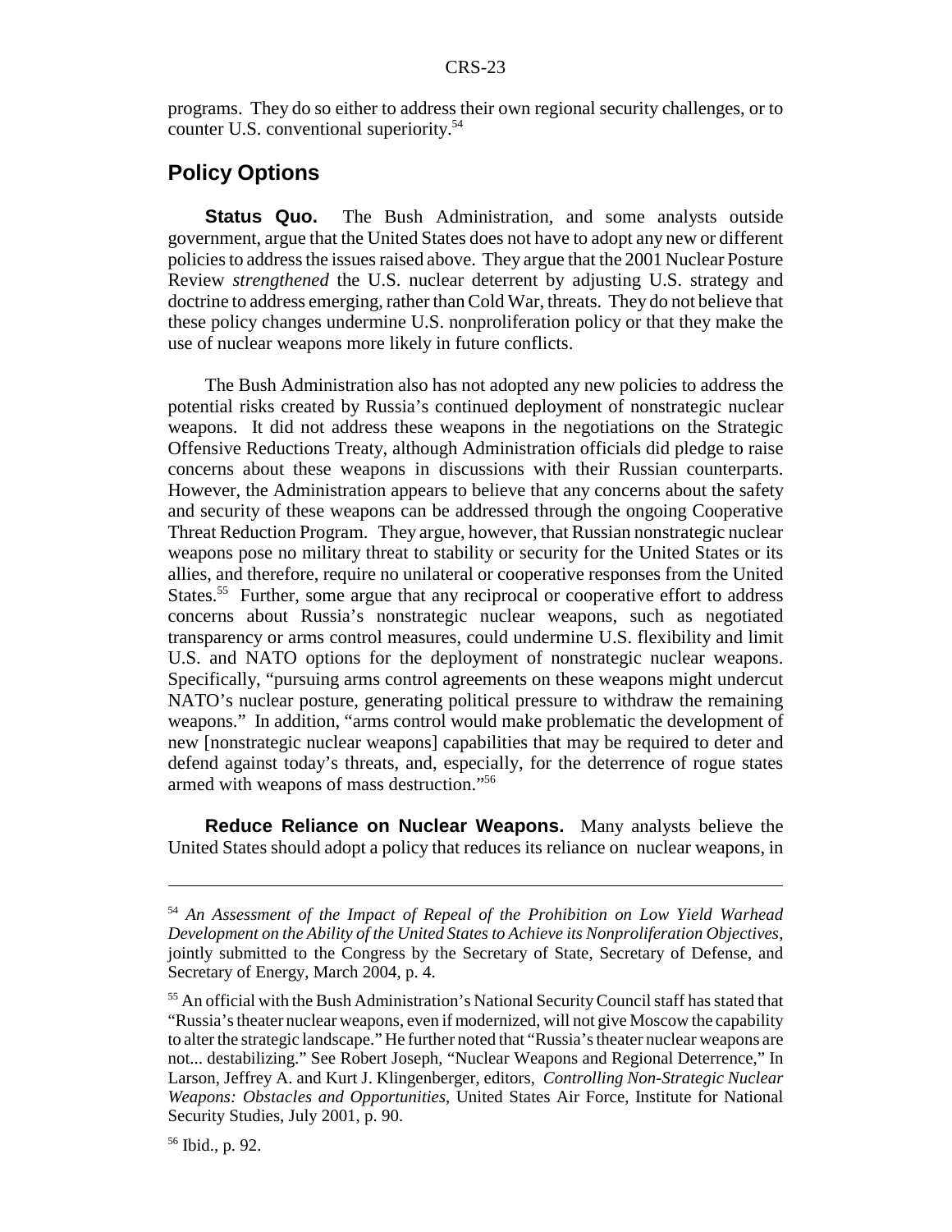programs. They do so either to address their own regional security challenges, or to counter U.S. conventional superiority.[54]

## Policy Options

**Status Quo.** The Bush Administration, and some analysts outside government, argue that the United States does not have to adopt any new or different policies to address the issues raised above. They argue that the 2001 Nuclear Posture Review *strengthened* the U.S. nuclear deterrent by adjusting U.S. strategy and doctrine to address emerging, rather than Cold War, threats. They do not believe that these policy changes undermine U.S. nonproliferation policy or that they make the use of nuclear weapons more likely in future conflicts.

The Bush Administration also has not adopted any new policies to address the potential risks created by Russia's continued deployment of nonstrategic nuclear weapons. It did not address these weapons in the negotiations on the Strategic Offensive Reductions Treaty, although Administration officials did pledge to raise concerns about these weapons in discussions with their Russian counterparts. However, the Administration appears to believe that any concerns about the safety and security of these weapons can be addressed through the ongoing Cooperative Threat Reduction Program. They argue, however, that Russian nonstrategic nuclear weapons pose no military threat to stability or security for the United States or its allies, and therefore, require no unilateral or cooperative responses from the United States.[55] Further, some argue that any reciprocal or cooperative effort to address concerns about Russia's nonstrategic nuclear weapons, such as negotiated transparency or arms control measures, could undermine U.S. flexibility and limit U.S. and NATO options for the deployment of nonstrategic nuclear weapons. Specifically, "pursuing arms control agreements on these weapons might undercut NATO's nuclear posture, generating political pressure to withdraw the remaining weapons." In addition, "arms control would make problematic the development of new [nonstrategic nuclear weapons] capabilities that may be required to deter and defend against today's threats, and, especially, for the deterrence of rogue states armed with weapons of mass destruction."[56]

**Reduce Reliance on Nuclear Weapons.** Many analysts believe the United States should adopt a policy that reduces its reliance on nuclear weapons, in

---

[54] *An Assessment of the Impact of Repeal of the Prohibition on Low Yield Warhead Development on the Ability of the United States to Achieve its Nonproliferation Objectives*, jointly submitted to the Congress by the Secretary of State, Secretary of Defense, and Secretary of Energy, March 2004, p. 4.

[55] An official with the Bush Administration's National Security Council staff has stated that "Russia's theater nuclear weapons, even if modernized, will not give Moscow the capability to alter the strategic landscape." He further noted that "Russia's theater nuclear weapons are not... destabilizing." See Robert Joseph, "Nuclear Weapons and Regional Deterrence," In Larson, Jeffrey A. and Kurt J. Klingenberger, editors, *Controlling Non-Strategic Nuclear Weapons: Obstacles and Opportunities*, United States Air Force, Institute for National Security Studies, July 2001, p. 90.

[56] Ibid., p. 92.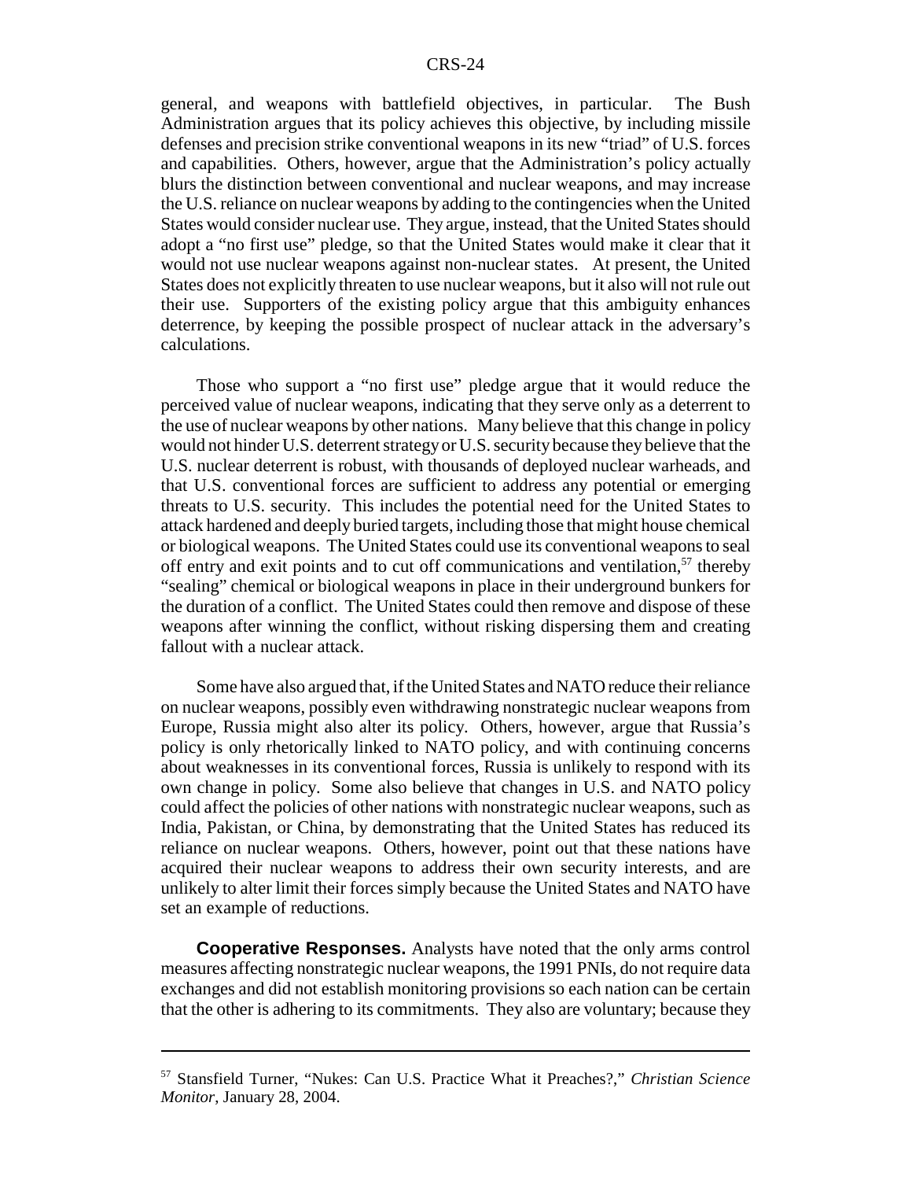general, and weapons with battlefield objectives, in particular. The Bush Administration argues that its policy achieves this objective, by including missile defenses and precision strike conventional weapons in its new "triad" of U.S. forces and capabilities. Others, however, argue that the Administration's policy actually blurs the distinction between conventional and nuclear weapons, and may increase the U.S. reliance on nuclear weapons by adding to the contingencies when the United States would consider nuclear use. They argue, instead, that the United States should adopt a "no first use" pledge, so that the United States would make it clear that it would not use nuclear weapons against non-nuclear states. At present, the United States does not explicitly threaten to use nuclear weapons, but it also will not rule out their use. Supporters of the existing policy argue that this ambiguity enhances deterrence, by keeping the possible prospect of nuclear attack in the adversary's calculations.

Those who support a "no first use" pledge argue that it would reduce the perceived value of nuclear weapons, indicating that they serve only as a deterrent to the use of nuclear weapons by other nations. Many believe that this change in policy would not hinder U.S. deterrent strategy or U.S. security because they believe that the U.S. nuclear deterrent is robust, with thousands of deployed nuclear warheads, and that U.S. conventional forces are sufficient to address any potential or emerging threats to U.S. security. This includes the potential need for the United States to attack hardened and deeply buried targets, including those that might house chemical or biological weapons. The United States could use its conventional weapons to seal off entry and exit points and to cut off communications and ventilation,[57] thereby "sealing" chemical or biological weapons in place in their underground bunkers for the duration of a conflict. The United States could then remove and dispose of these weapons after winning the conflict, without risking dispersing them and creating fallout with a nuclear attack.

Some have also argued that, if the United States and NATO reduce their reliance on nuclear weapons, possibly even withdrawing nonstrategic nuclear weapons from Europe, Russia might also alter its policy. Others, however, argue that Russia's policy is only rhetorically linked to NATO policy, and with continuing concerns about weaknesses in its conventional forces, Russia is unlikely to respond with its own change in policy. Some also believe that changes in U.S. and NATO policy could affect the policies of other nations with nonstrategic nuclear weapons, such as India, Pakistan, or China, by demonstrating that the United States has reduced its reliance on nuclear weapons. Others, however, point out that these nations have acquired their nuclear weapons to address their own security interests, and are unlikely to alter limit their forces simply because the United States and NATO have set an example of reductions.

**Cooperative Responses.** Analysts have noted that the only arms control measures affecting nonstrategic nuclear weapons, the 1991 PNIs, do not require data exchanges and did not establish monitoring provisions so each nation can be certain that the other is adhering to its commitments. They also are voluntary; because they

---

[57] Stansfield Turner, "Nukes: Can U.S. Practice What it Preaches?," *Christian Science Monitor*, January 28, 2004.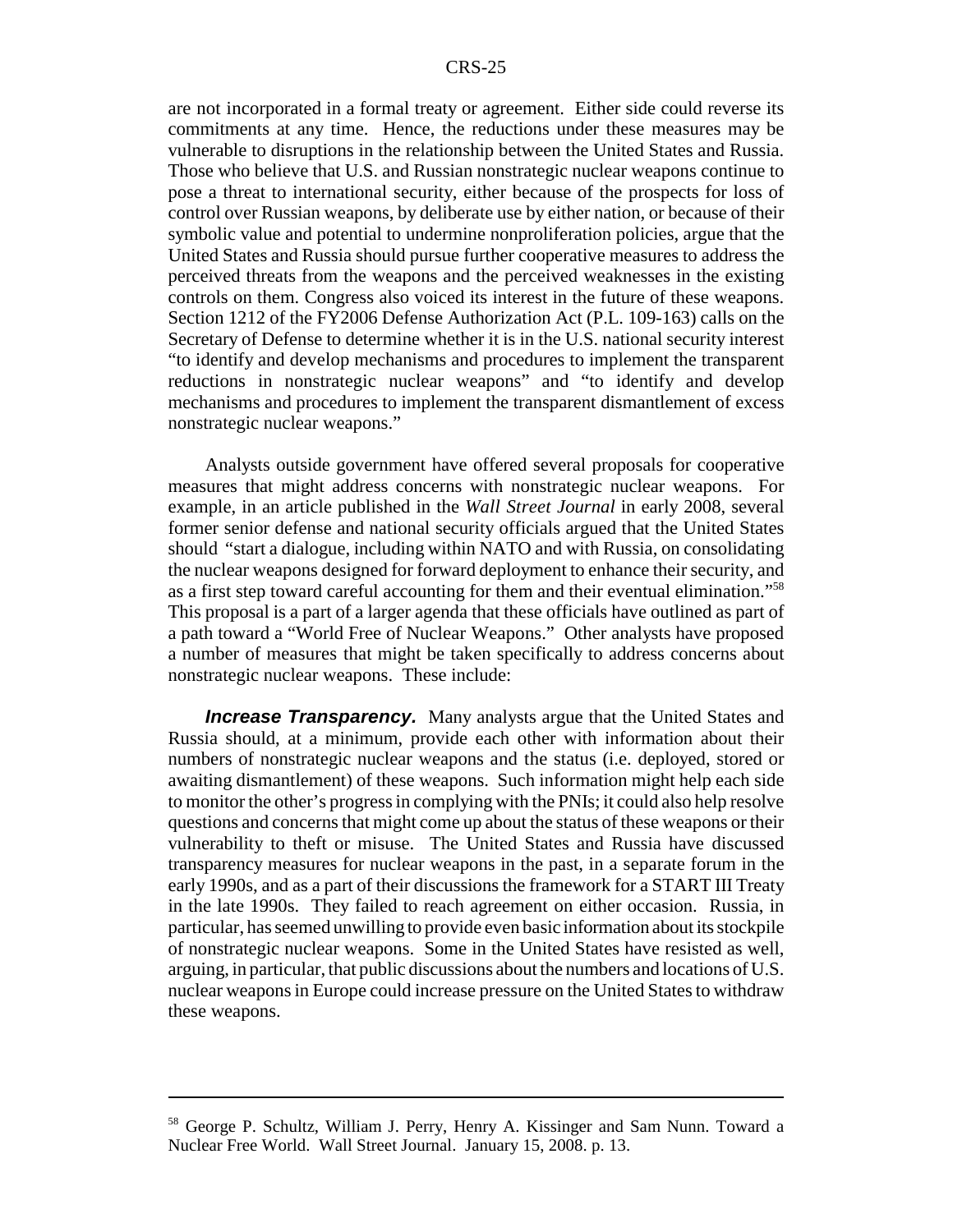are not incorporated in a formal treaty or agreement. Either side could reverse its commitments at any time. Hence, the reductions under these measures may be vulnerable to disruptions in the relationship between the United States and Russia. Those who believe that U.S. and Russian nonstrategic nuclear weapons continue to pose a threat to international security, either because of the prospects for loss of control over Russian weapons, by deliberate use by either nation, or because of their symbolic value and potential to undermine nonproliferation policies, argue that the United States and Russia should pursue further cooperative measures to address the perceived threats from the weapons and the perceived weaknesses in the existing controls on them. Congress also voiced its interest in the future of these weapons. Section 1212 of the FY2006 Defense Authorization Act (P.L. 109-163) calls on the Secretary of Defense to determine whether it is in the U.S. national security interest "to identify and develop mechanisms and procedures to implement the transparent reductions in nonstrategic nuclear weapons" and "to identify and develop mechanisms and procedures to implement the transparent dismantlement of excess nonstrategic nuclear weapons."

Analysts outside government have offered several proposals for cooperative measures that might address concerns with nonstrategic nuclear weapons. For example, in an article published in the *Wall Street Journal* in early 2008, several former senior defense and national security officials argued that the United States should "start a dialogue, including within NATO and with Russia, on consolidating the nuclear weapons designed for forward deployment to enhance their security, and as a first step toward careful accounting for them and their eventual elimination."[58] This proposal is a part of a larger agenda that these officials have outlined as part of a path toward a "World Free of Nuclear Weapons." Other analysts have proposed a number of measures that might be taken specifically to address concerns about nonstrategic nuclear weapons. These include:

***Increase Transparency.*** Many analysts argue that the United States and Russia should, at a minimum, provide each other with information about their numbers of nonstrategic nuclear weapons and the status (i.e. deployed, stored or awaiting dismantlement) of these weapons. Such information might help each side to monitor the other's progress in complying with the PNIs; it could also help resolve questions and concerns that might come up about the status of these weapons or their vulnerability to theft or misuse. The United States and Russia have discussed transparency measures for nuclear weapons in the past, in a separate forum in the early 1990s, and as a part of their discussions the framework for a START III Treaty in the late 1990s. They failed to reach agreement on either occasion. Russia, in particular, has seemed unwilling to provide even basic information about its stockpile of nonstrategic nuclear weapons. Some in the United States have resisted as well, arguing, in particular, that public discussions about the numbers and locations of U.S. nuclear weapons in Europe could increase pressure on the United States to withdraw these weapons.

---

[58] George P. Schultz, William J. Perry, Henry A. Kissinger and Sam Nunn. Toward a Nuclear Free World. Wall Street Journal. January 15, 2008. p. 13.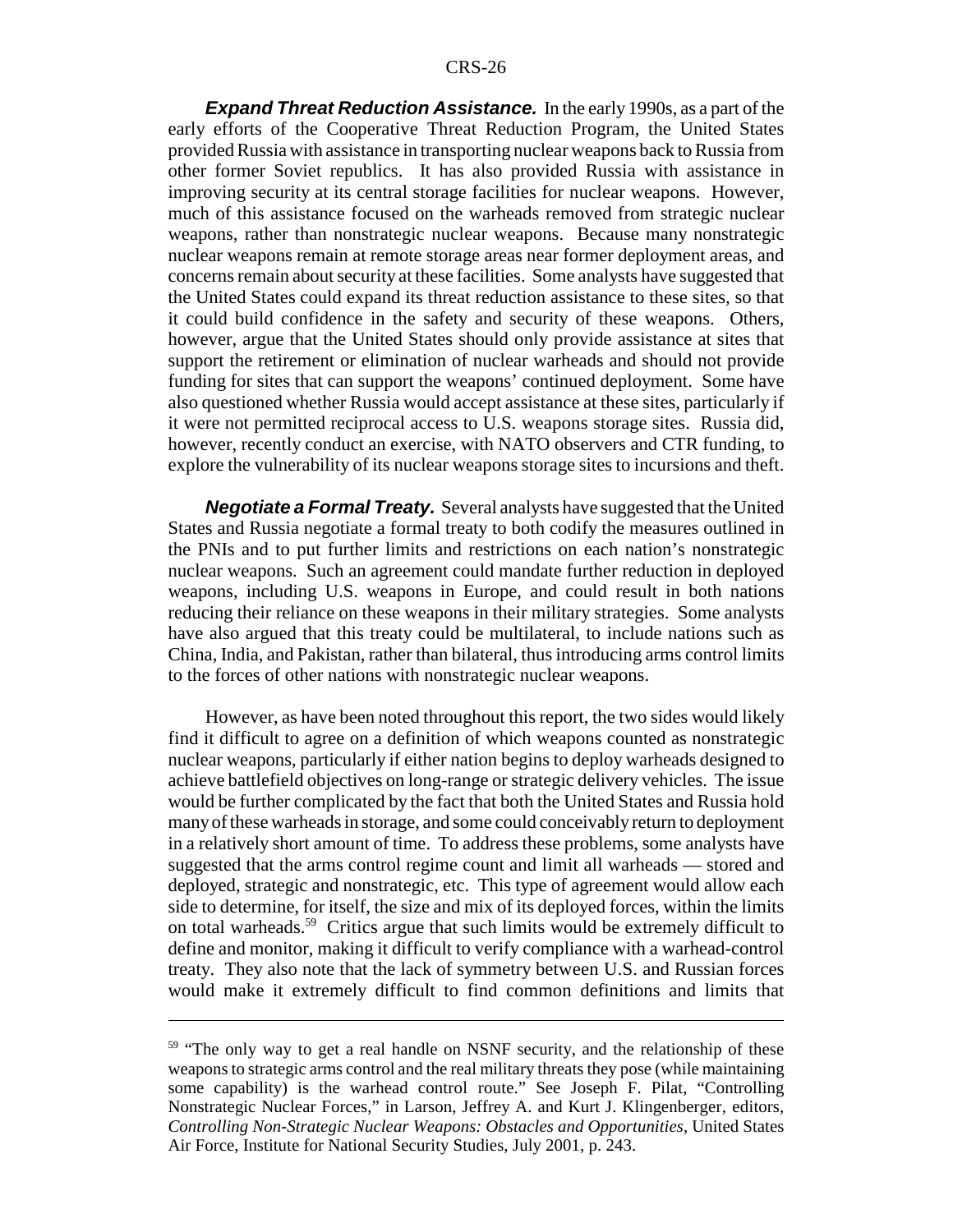***Expand Threat Reduction Assistance.*** In the early 1990s, as a part of the early efforts of the Cooperative Threat Reduction Program, the United States provided Russia with assistance in transporting nuclear weapons back to Russia from other former Soviet republics. It has also provided Russia with assistance in improving security at its central storage facilities for nuclear weapons. However, much of this assistance focused on the warheads removed from strategic nuclear weapons, rather than nonstrategic nuclear weapons. Because many nonstrategic nuclear weapons remain at remote storage areas near former deployment areas, and concerns remain about security at these facilities. Some analysts have suggested that the United States could expand its threat reduction assistance to these sites, so that it could build confidence in the safety and security of these weapons. Others, however, argue that the United States should only provide assistance at sites that support the retirement or elimination of nuclear warheads and should not provide funding for sites that can support the weapons' continued deployment. Some have also questioned whether Russia would accept assistance at these sites, particularly if it were not permitted reciprocal access to U.S. weapons storage sites. Russia did, however, recently conduct an exercise, with NATO observers and CTR funding, to explore the vulnerability of its nuclear weapons storage sites to incursions and theft.

***Negotiate a Formal Treaty.*** Several analysts have suggested that the United States and Russia negotiate a formal treaty to both codify the measures outlined in the PNIs and to put further limits and restrictions on each nation's nonstrategic nuclear weapons. Such an agreement could mandate further reduction in deployed weapons, including U.S. weapons in Europe, and could result in both nations reducing their reliance on these weapons in their military strategies. Some analysts have also argued that this treaty could be multilateral, to include nations such as China, India, and Pakistan, rather than bilateral, thus introducing arms control limits to the forces of other nations with nonstrategic nuclear weapons.

However, as have been noted throughout this report, the two sides would likely find it difficult to agree on a definition of which weapons counted as nonstrategic nuclear weapons, particularly if either nation begins to deploy warheads designed to achieve battlefield objectives on long-range or strategic delivery vehicles. The issue would be further complicated by the fact that both the United States and Russia hold many of these warheads in storage, and some could conceivably return to deployment in a relatively short amount of time. To address these problems, some analysts have suggested that the arms control regime count and limit all warheads — stored and deployed, strategic and nonstrategic, etc. This type of agreement would allow each side to determine, for itself, the size and mix of its deployed forces, within the limits on total warheads.[59] Critics argue that such limits would be extremely difficult to define and monitor, making it difficult to verify compliance with a warhead-control treaty. They also note that the lack of symmetry between U.S. and Russian forces would make it extremely difficult to find common definitions and limits that

---

[59] "The only way to get a real handle on NSNF security, and the relationship of these weapons to strategic arms control and the real military threats they pose (while maintaining some capability) is the warhead control route." See Joseph F. Pilat, "Controlling Nonstrategic Nuclear Forces," in Larson, Jeffrey A. and Kurt J. Klingenberger, editors, *Controlling Non-Strategic Nuclear Weapons: Obstacles and Opportunities*, United States Air Force, Institute for National Security Studies, July 2001, p. 243.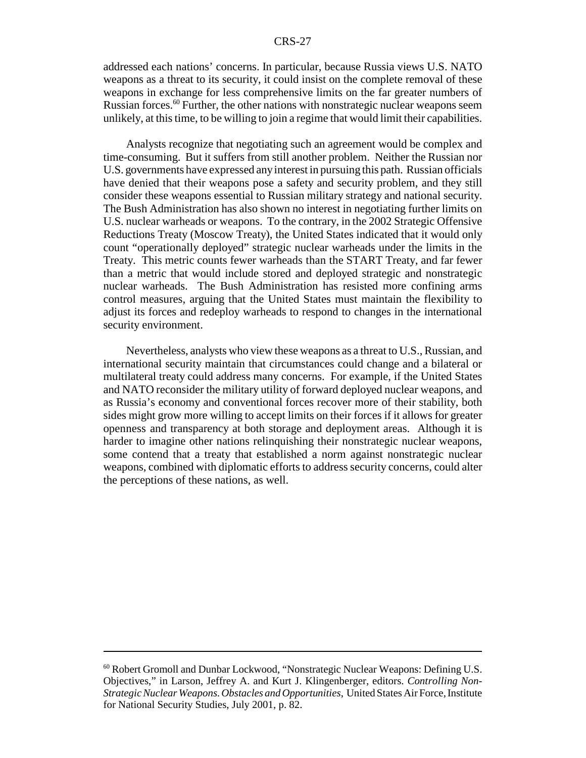addressed each nations' concerns. In particular, because Russia views U.S. NATO weapons as a threat to its security, it could insist on the complete removal of these weapons in exchange for less comprehensive limits on the far greater numbers of Russian forces.[60] Further, the other nations with nonstrategic nuclear weapons seem unlikely, at this time, to be willing to join a regime that would limit their capabilities.

Analysts recognize that negotiating such an agreement would be complex and time-consuming. But it suffers from still another problem. Neither the Russian nor U.S. governments have expressed any interest in pursuing this path. Russian officials have denied that their weapons pose a safety and security problem, and they still consider these weapons essential to Russian military strategy and national security. The Bush Administration has also shown no interest in negotiating further limits on U.S. nuclear warheads or weapons. To the contrary, in the 2002 Strategic Offensive Reductions Treaty (Moscow Treaty), the United States indicated that it would only count "operationally deployed" strategic nuclear warheads under the limits in the Treaty. This metric counts fewer warheads than the START Treaty, and far fewer than a metric that would include stored and deployed strategic and nonstrategic nuclear warheads. The Bush Administration has resisted more confining arms control measures, arguing that the United States must maintain the flexibility to adjust its forces and redeploy warheads to respond to changes in the international security environment.

Nevertheless, analysts who view these weapons as a threat to U.S., Russian, and international security maintain that circumstances could change and a bilateral or multilateral treaty could address many concerns. For example, if the United States and NATO reconsider the military utility of forward deployed nuclear weapons, and as Russia's economy and conventional forces recover more of their stability, both sides might grow more willing to accept limits on their forces if it allows for greater openness and transparency at both storage and deployment areas. Although it is harder to imagine other nations relinquishing their nonstrategic nuclear weapons, some contend that a treaty that established a norm against nonstrategic nuclear weapons, combined with diplomatic efforts to address security concerns, could alter the perceptions of these nations, as well.

---

[60] Robert Gromoll and Dunbar Lockwood, "Nonstrategic Nuclear Weapons: Defining U.S. Objectives," in Larson, Jeffrey A. and Kurt J. Klingenberger, editors. *Controlling Non-Strategic Nuclear Weapons. Obstacles and Opportunities*, United States Air Force, Institute for National Security Studies, July 2001, p. 82.